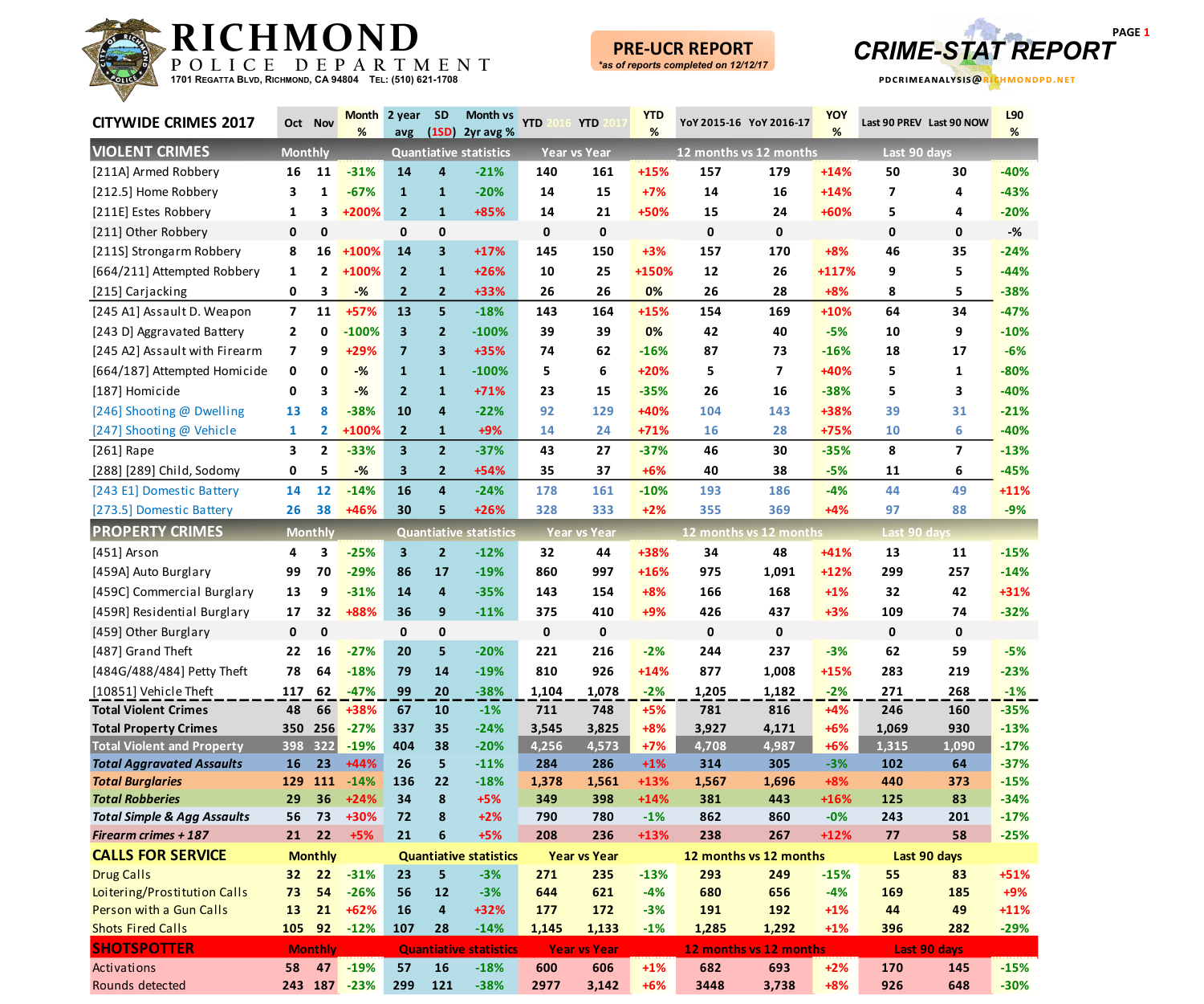# RICHMOND POLICE DEPARTMENT

1701 Regatta Blvd, Richmond, CA 94804 Tel: (510) 621-1708

**PRE-UCR REPORT**
*as of reports completed on 12/12/17

# CRIME-STAT REPORT

PDCRIMEANALYSIS@RICHMONDPD.NET

| CITYWIDE CRIMES 2017 | Oct | Nov | Month % | 2 year avg | SD (1SD) | Month vs 2yr avg % | YTD 2016 | YTD 2017 | YTD % | YoY 2015-16 | YoY 2016-17 | YOY % | Last 90 PREV | Last 90 NOW | L90 % |
|---|---|---|---|---|---|---|---|---|---|---|---|---|---|---|---|
| **VIOLENT CRIMES** | Monthly | | | Quantiative statistics | | | Year vs Year | | | 12 months vs 12 months | | | Last 90 days | | |
| [211A] Armed Robbery | 16 | 11 | -31% | 14 | 4 | -21% | 140 | 161 | +15% | 157 | 179 | +14% | 50 | 30 | -40% |
| [212.5] Home Robbery | 3 | 1 | -67% | 1 | 1 | -20% | 14 | 15 | +7% | 14 | 16 | +14% | 7 | 4 | -43% |
| [211E] Estes Robbery | 1 | 3 | +200% | 2 | 1 | +85% | 14 | 21 | +50% | 15 | 24 | +60% | 5 | 4 | -20% |
| [211] Other Robbery | 0 | 0 | | 0 | 0 | | 0 | 0 | | 0 | 0 | | 0 | 0 | -% |
| [211S] Strongarm Robbery | 8 | 16 | +100% | 14 | 3 | +17% | 145 | 150 | +3% | 157 | 170 | +8% | 46 | 35 | -24% |
| [664/211] Attempted Robbery | 1 | 2 | +100% | 2 | 1 | +26% | 10 | 25 | +150% | 12 | 26 | +117% | 9 | 5 | -44% |
| [215] Carjacking | 0 | 3 | -% | 2 | 2 | +33% | 26 | 26 | 0% | 26 | 28 | +8% | 8 | 5 | -38% |
| [245 A1] Assault D. Weapon | 7 | 11 | +57% | 13 | 5 | -18% | 143 | 164 | +15% | 154 | 169 | +10% | 64 | 34 | -47% |
| [243 D] Aggravated Battery | 2 | 0 | -100% | 3 | 2 | -100% | 39 | 39 | 0% | 42 | 40 | -5% | 10 | 9 | -10% |
| [245 A2] Assault with Firearm | 7 | 9 | +29% | 7 | 3 | +35% | 74 | 62 | -16% | 87 | 73 | -16% | 18 | 17 | -6% |
| [664/187] Attempted Homicide | 0 | 0 | -% | 1 | 1 | -100% | 5 | 6 | +20% | 5 | 7 | +40% | 5 | 1 | -80% |
| [187] Homicide | 0 | 3 | -% | 2 | 1 | +71% | 23 | 15 | -35% | 26 | 16 | -38% | 5 | 3 | -40% |
| [246] Shooting @ Dwelling | 13 | 8 | -38% | 10 | 4 | -22% | 92 | 129 | +40% | 104 | 143 | +38% | 39 | 31 | -21% |
| [247] Shooting @ Vehicle | 1 | 2 | +100% | 2 | 1 | +9% | 14 | 24 | +71% | 16 | 28 | +75% | 10 | 6 | -40% |
| [261] Rape | 3 | 2 | -33% | 3 | 2 | -37% | 43 | 27 | -37% | 46 | 30 | -35% | 8 | 7 | -13% |
| [288] [289] Child, Sodomy | 0 | 5 | -% | 3 | 2 | +54% | 35 | 37 | +6% | 40 | 38 | -5% | 11 | 6 | -45% |
| [243 E1] Domestic Battery | 14 | 12 | -14% | 16 | 4 | -24% | 178 | 161 | -10% | 193 | 186 | -4% | 44 | 49 | +11% |
| [273.5] Domestic Battery | 26 | 38 | +46% | 30 | 5 | +26% | 328 | 333 | +2% | 355 | 369 | +4% | 97 | 88 | -9% |
| **PROPERTY CRIMES** | Monthly | | | Quantiative statistics | | | Year vs Year | | | 12 months vs 12 months | | | Last 90 days | | |
| [451] Arson | 4 | 3 | -25% | 3 | 2 | -12% | 32 | 44 | +38% | 34 | 48 | +41% | 13 | 11 | -15% |
| [459A] Auto Burglary | 99 | 70 | -29% | 86 | 17 | -19% | 860 | 997 | +16% | 975 | 1,091 | +12% | 299 | 257 | -14% |
| [459C] Commercial Burglary | 13 | 9 | -31% | 14 | 4 | -35% | 143 | 154 | +8% | 166 | 168 | +1% | 32 | 42 | +31% |
| [459R] Residential Burglary | 17 | 32 | +88% | 36 | 9 | -11% | 375 | 410 | +9% | 426 | 437 | +3% | 109 | 74 | -32% |
| [459] Other Burglary | 0 | 0 | | 0 | 0 | | 0 | 0 | | 0 | 0 | | 0 | 0 | |
| [487] Grand Theft | 22 | 16 | -27% | 20 | 5 | -20% | 221 | 216 | -2% | 244 | 237 | -3% | 62 | 59 | -5% |
| [484G/488/484] Petty Theft | 78 | 64 | -18% | 79 | 14 | -19% | 810 | 926 | +14% | 877 | 1,008 | +15% | 283 | 219 | -23% |
| [10851] Vehicle Theft | 117 | 62 | -47% | 99 | 20 | -38% | 1,104 | 1,078 | -2% | 1,205 | 1,182 | -2% | 271 | 268 | -1% |
| **Total Violent Crimes** | 48 | 66 | +38% | 67 | 10 | -1% | 711 | 748 | +5% | 781 | 816 | +4% | 246 | 160 | -35% |
| **Total Property Crimes** | 350 | 256 | -27% | 337 | 35 | -24% | 3,545 | 3,825 | +8% | 3,927 | 4,171 | +6% | 1,069 | 930 | -13% |
| **Total Violent and Property** | 398 | 322 | -19% | 404 | 38 | -20% | 4,256 | 4,573 | +7% | 4,708 | 4,987 | +6% | 1,315 | 1,090 | -17% |
| ***Total Aggravated Assaults*** | 16 | 23 | +44% | 26 | 5 | -11% | 284 | 286 | +1% | 314 | 305 | -3% | 102 | 64 | -37% |
| ***Total Burglaries*** | 129 | 111 | -14% | 136 | 22 | -18% | 1,378 | 1,561 | +13% | 1,567 | 1,696 | +8% | 440 | 373 | -15% |
| ***Total Robberies*** | 29 | 36 | +24% | 34 | 8 | +5% | 349 | 398 | +14% | 381 | 443 | +16% | 125 | 83 | -34% |
| ***Total Simple & Agg Assaults*** | 56 | 73 | +30% | 72 | 8 | +2% | 790 | 780 | -1% | 862 | 860 | -0% | 243 | 201 | -17% |
| ***Firearm crimes + 187*** | 21 | 22 | +5% | 21 | 6 | +5% | 208 | 236 | +13% | 238 | 267 | +12% | 77 | 58 | -25% |
| **CALLS FOR SERVICE** | Monthly | | | Quantiative statistics | | | Year vs Year | | | 12 months vs 12 months | | | Last 90 days | | |
| Drug Calls | 32 | 22 | -31% | 23 | 5 | -3% | 271 | 235 | -13% | 293 | 249 | -15% | 55 | 83 | +51% |
| Loitering/Prostitution Calls | 73 | 54 | -26% | 56 | 12 | -3% | 644 | 621 | -4% | 680 | 656 | -4% | 169 | 185 | +9% |
| Person with a Gun Calls | 13 | 21 | +62% | 16 | 4 | +32% | 177 | 172 | -3% | 191 | 192 | +1% | 44 | 49 | +11% |
| Shots Fired Calls | 105 | 92 | -12% | 107 | 28 | -14% | 1,145 | 1,133 | -1% | 1,285 | 1,292 | +1% | 396 | 282 | -29% |
| **SHOTSPOTTER** | Monthly | | | Quantiative statistics | | | Year vs Year | | | 12 months vs 12 months | | | Last 90 days | | |
| Activations | 58 | 47 | -19% | 57 | 16 | -18% | 600 | 606 | +1% | 682 | 693 | +2% | 170 | 145 | -15% |
| Rounds detected | 243 | 187 | -23% | 299 | 121 | -38% | 2977 | 3,142 | +6% | 3448 | 3,738 | +8% | 926 | 648 | -30% |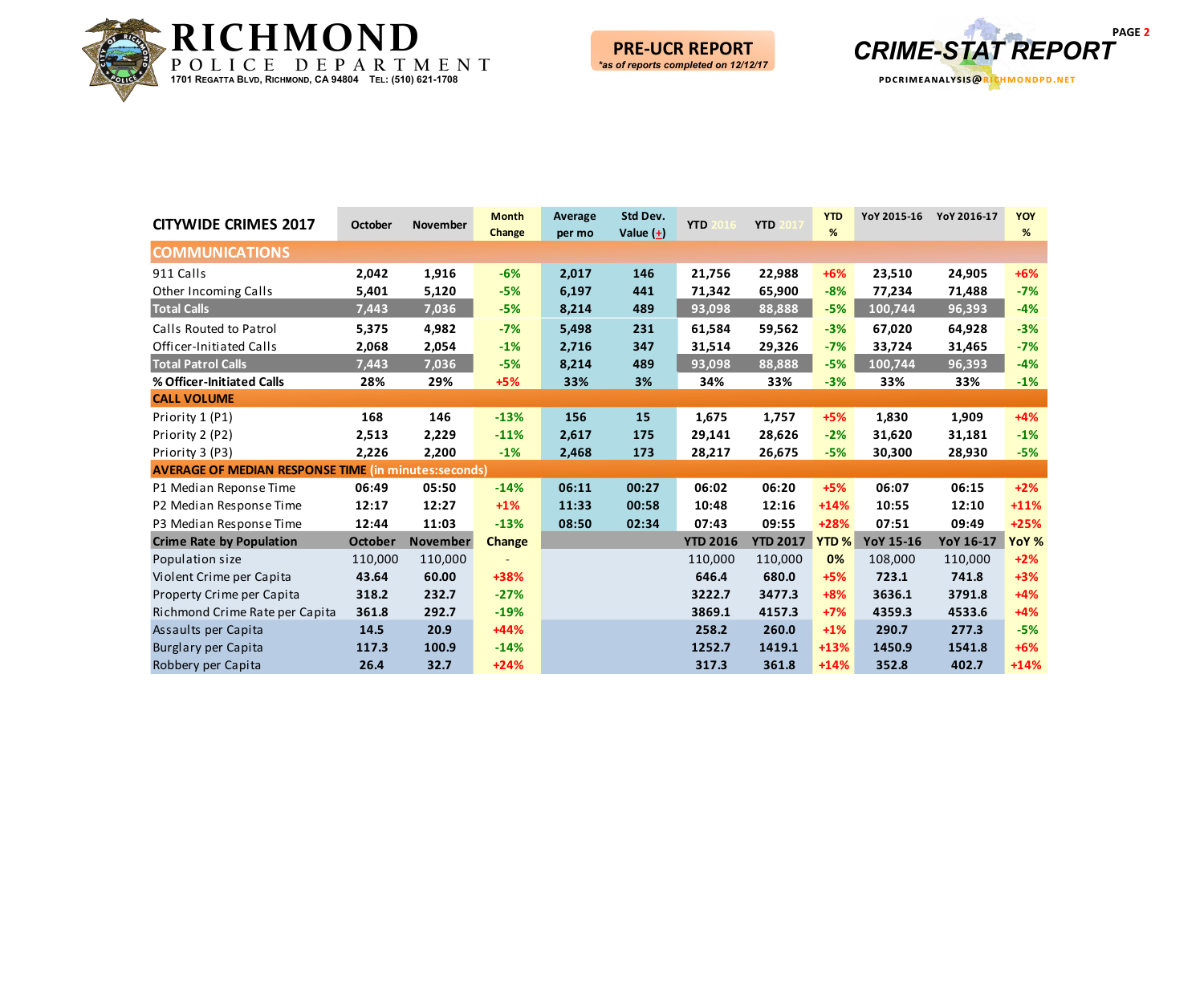# RICHMOND POLICE DEPARTMENT

1701 Regatta Blvd, Richmond, CA 94804 Tel: (510) 621-1708

**PRE-UCR REPORT**
*\*as of reports completed on 12/12/17*

**CRIME-STAT REPORT**

PDCRIMEANALYSIS@RICHMONDPD.NET

| CITYWIDE CRIMES 2017 | October | November | Month Change | Average per mo | Std Dev. Value (±) | YTD 2016 | YTD 2017 | YTD % | YoY 2015-16 | YoY 2016-17 | YOY % |
|---|---|---|---|---|---|---|---|---|---|---|---|
| **COMMUNICATIONS** | | | | | | | | | | | |
| 911 Calls | 2,042 | 1,916 | -6% | 2,017 | 146 | 21,756 | 22,988 | +6% | 23,510 | 24,905 | +6% |
| Other Incoming Calls | 5,401 | 5,120 | -5% | 6,197 | 441 | 71,342 | 65,900 | -8% | 77,234 | 71,488 | -7% |
| **Total Calls** | 7,443 | 7,036 | -5% | 8,214 | 489 | 93,098 | 88,888 | -5% | 100,744 | 96,393 | -4% |
| Calls Routed to Patrol | 5,375 | 4,982 | -7% | 5,498 | 231 | 61,584 | 59,562 | -3% | 67,020 | 64,928 | -3% |
| Officer-Initiated Calls | 2,068 | 2,054 | -1% | 2,716 | 347 | 31,514 | 29,326 | -7% | 33,724 | 31,465 | -7% |
| **Total Patrol Calls** | 7,443 | 7,036 | -5% | 8,214 | 489 | 93,098 | 88,888 | -5% | 100,744 | 96,393 | -4% |
| **% Officer-Initiated Calls** | 28% | 29% | +5% | 33% | 3% | 34% | 33% | -3% | 33% | 33% | -1% |
| **CALL VOLUME** | | | | | | | | | | | |
| Priority 1 (P1) | 168 | 146 | -13% | 156 | 15 | 1,675 | 1,757 | +5% | 1,830 | 1,909 | +4% |
| Priority 2 (P2) | 2,513 | 2,229 | -11% | 2,617 | 175 | 29,141 | 28,626 | -2% | 31,620 | 31,181 | -1% |
| Priority 3 (P3) | 2,226 | 2,200 | -1% | 2,468 | 173 | 28,217 | 26,675 | -5% | 30,300 | 28,930 | -5% |
| **AVERAGE OF MEDIAN RESPONSE TIME** (in minutes:seconds) | | | | | | | | | | | |
| P1 Median Reponse Time | 06:49 | 05:50 | -14% | 06:11 | 00:27 | 06:02 | 06:20 | +5% | 06:07 | 06:15 | +2% |
| P2 Median Response Time | 12:17 | 12:27 | +1% | 11:33 | 00:58 | 10:48 | 12:16 | +14% | 10:55 | 12:10 | +11% |
| P3 Median Response Time | 12:44 | 11:03 | -13% | 08:50 | 02:34 | 07:43 | 09:55 | +28% | 07:51 | 09:49 | +25% |
| **Crime Rate by Population** | **October** | **November** | **Change** | | | **YTD 2016** | **YTD 2017** | **YTD %** | **YoY 15-16** | **YoY 16-17** | **YoY %** |
| Population size | 110,000 | 110,000 | - | | | 110,000 | 110,000 | 0% | 108,000 | 110,000 | +2% |
| Violent Crime per Capita | 43.64 | 60.00 | +38% | | | 646.4 | 680.0 | +5% | 723.1 | 741.8 | +3% |
| Property Crime per Capita | 318.2 | 232.7 | -27% | | | 3222.7 | 3477.3 | +8% | 3636.1 | 3791.8 | +4% |
| Richmond Crime Rate per Capita | 361.8 | 292.7 | -19% | | | 3869.1 | 4157.3 | +7% | 4359.3 | 4533.6 | +4% |
| Assaults per Capita | 14.5 | 20.9 | +44% | | | 258.2 | 260.0 | +1% | 290.7 | 277.3 | -5% |
| Burglary per Capita | 117.3 | 100.9 | -14% | | | 1252.7 | 1419.1 | +13% | 1450.9 | 1541.8 | +6% |
| Robbery per Capita | 26.4 | 32.7 | +24% | | | 317.3 | 361.8 | +14% | 352.8 | 402.7 | +14% |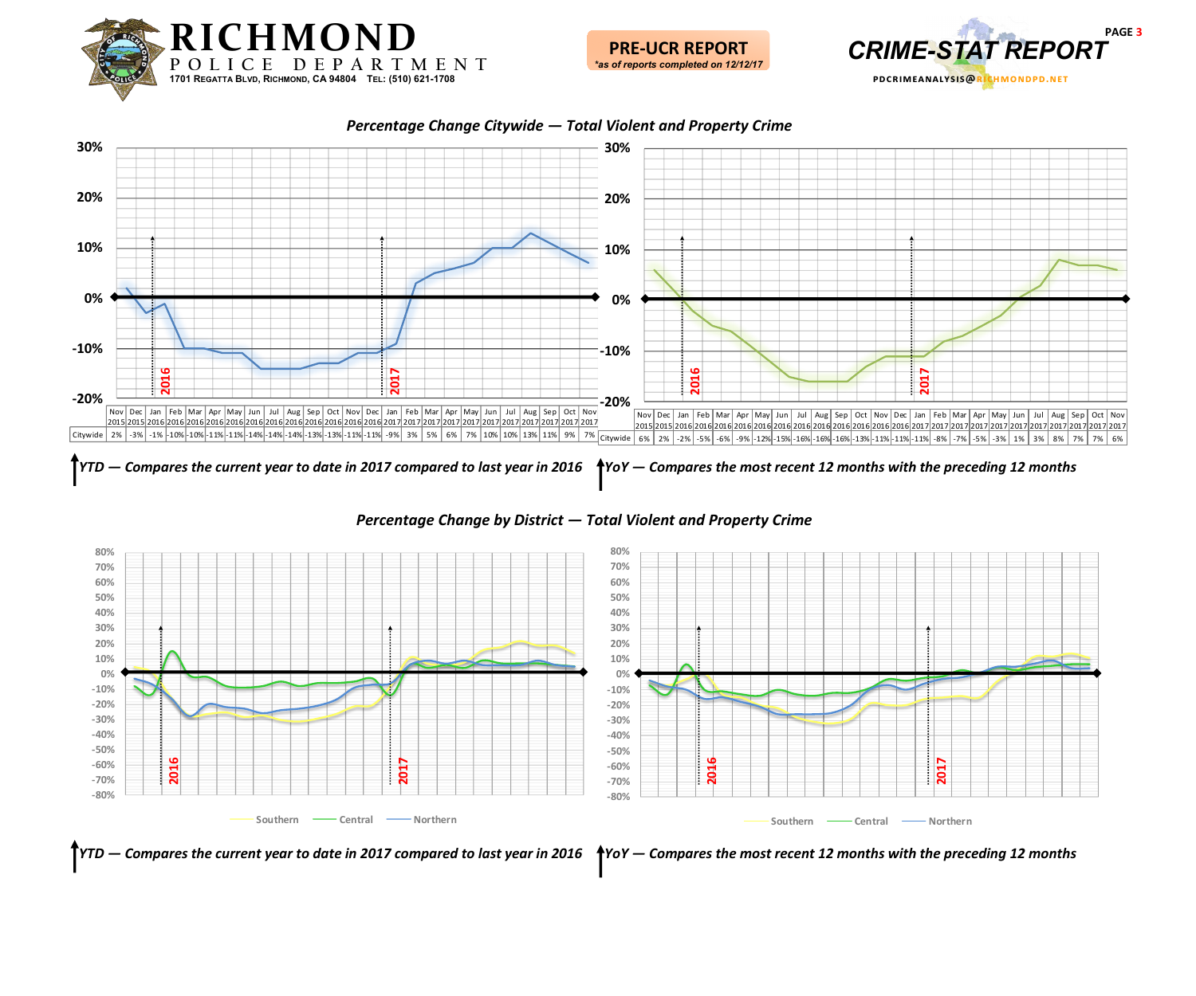# RICHMOND POLICE DEPARTMENT

1701 Regatta Blvd, Richmond, CA 94804 Tel: (510) 621-1708

**PRE-UCR REPORT**
*as of reports completed on 12/12/17*

**CRIME-STAT REPORT**

PDCRIMEANALYSIS@RICHMONDPD.NET

## *Percentage Change Citywide — Total Violent and Property Crime*

| | Nov 2015 | Dec 2015 | Jan 2016 | Feb 2016 | Mar 2016 | Apr 2016 | May 2016 | Jun 2016 | Jul 2016 | Aug 2016 | Sep 2016 | Oct 2016 | Nov 2016 | Dec 2016 | Jan 2017 | Feb 2017 | Mar 2017 | Apr 2017 | May 2017 | Jun 2017 | Jul 2017 | Aug 2017 | Sep 2017 | Oct 2017 | Nov 2017 |
|---|---|---|---|---|---|---|---|---|---|---|---|---|---|---|---|---|---|---|---|---|---|---|---|---|---|
| Citywide | 2% | -3% | -1% | -10% | -10% | -11% | -11% | -14% | -14% | -14% | -13% | -13% | -11% | -11% | -9% | 3% | 5% | 6% | 7% | 10% | 10% | 13% | 11% | 9% | 7% |

*YTD — Compares the current year to date in 2017 compared to last year in 2016*

| | Nov 2015 | Dec 2015 | Jan 2016 | Feb 2016 | Mar 2016 | Apr 2016 | May 2016 | Jun 2016 | Jul 2016 | Aug 2016 | Sep 2016 | Oct 2016 | Nov 2016 | Dec 2016 | Jan 2017 | Feb 2017 | Mar 2017 | Apr 2017 | May 2017 | Jun 2017 | Jul 2017 | Aug 2017 | Sep 2017 | Oct 2017 | Nov 2017 |
|---|---|---|---|---|---|---|---|---|---|---|---|---|---|---|---|---|---|---|---|---|---|---|---|---|---|
| Citywide | 6% | 2% | -2% | -5% | -6% | -9% | -12% | -15% | -16% | -16% | -16% | -13% | -11% | -11% | -11% | -8% | -7% | -5% | -3% | 1% | 3% | 8% | 7% | 7% | 6% |

*YoY — Compares the most recent 12 months with the preceding 12 months*

## *Percentage Change by District — Total Violent and Property Crime*

Southern · Central · Northern

*YTD — Compares the current year to date in 2017 compared to last year in 2016*

Southern · Central · Northern

*YoY — Compares the most recent 12 months with the preceding 12 months*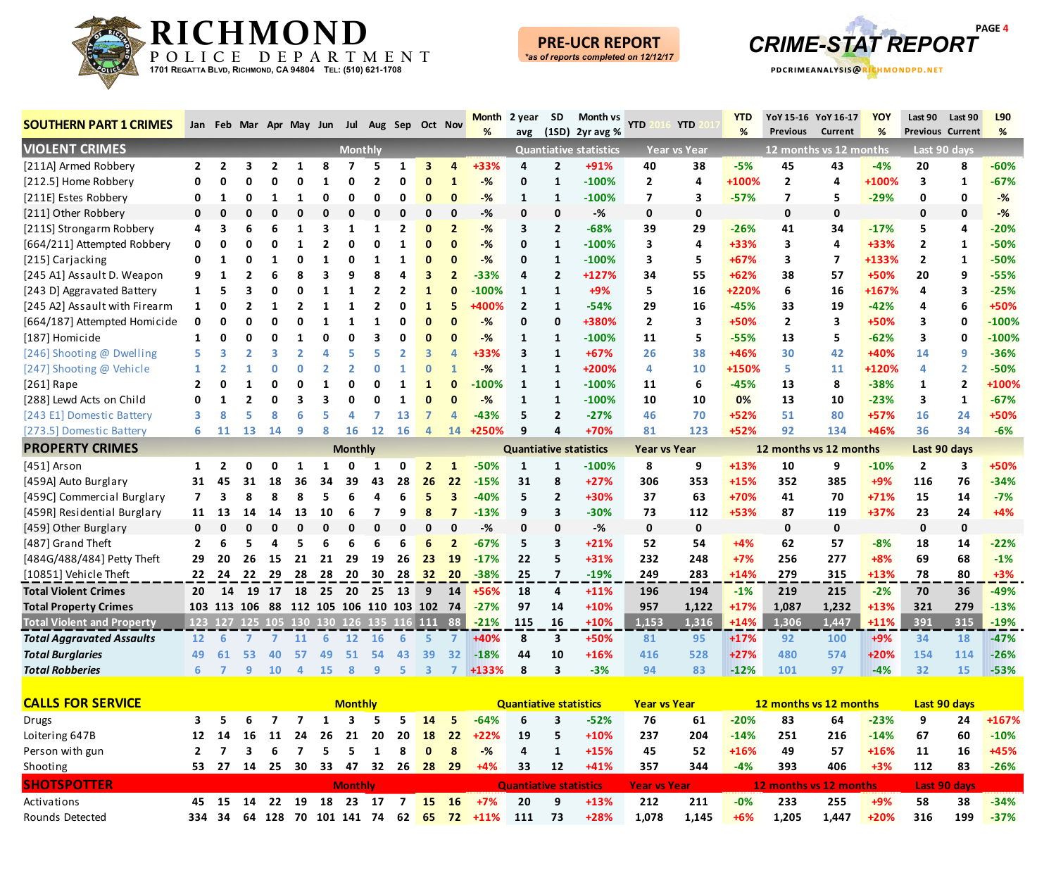# RICHMOND POLICE DEPARTMENT

1701 Regatta Blvd, Richmond, CA 94804 Tel: (510) 621-1708

**PRE-UCR REPORT**
*as of reports completed on 12/12/17

**CRIME-STAT REPORT**

PDCRIMEANALYSIS@RICHMONDPD.NET

| SOUTHERN PART 1 CRIMES | Jan | Feb | Mar | Apr | May | Jun | Jul | Aug | Sep | Oct | Nov | Month % | 2 year avg | SD (1SD) | Month vs 2yr avg % | YTD 2016 | YTD 2017 | YTD % | YoY 15-16 Previous | YoY 16-17 Current | YOY % | Last 90 Previous | Last 90 Current | L90 % |
|---|---|---|---|---|---|---|---|---|---|---|---|---|---|---|---|---|---|---|---|---|---|---|---|---|
| **VIOLENT CRIMES** | Monthly | | | | | | | | | | | | Quantiative statistics | | | Year vs Year | | | 12 months vs 12 months | | | Last 90 days | | |
| [211A] Armed Robbery | 2 | 2 | 3 | 2 | 1 | 8 | 7 | 5 | 1 | 3 | 4 | +33% | 4 | 2 | +91% | 40 | 38 | -5% | 45 | 43 | -4% | 20 | 8 | -60% |
| [212.5] Home Robbery | 0 | 0 | 0 | 0 | 0 | 1 | 0 | 2 | 0 | 0 | 1 | -% | 0 | 1 | -100% | 2 | 4 | +100% | 2 | 4 | +100% | 3 | 1 | -67% |
| [211E] Estes Robbery | 0 | 1 | 0 | 1 | 1 | 0 | 0 | 0 | 0 | 0 | 0 | -% | 1 | 1 | -100% | 7 | 3 | -57% | 7 | 5 | -29% | 0 | 0 | -% |
| [211] Other Robbery | 0 | 0 | 0 | 0 | 0 | 0 | 0 | 0 | 0 | 0 | 0 | -% | 0 | 0 | -% | 0 | 0 | | 0 | 0 | | 0 | 0 | -% |
| [211S] Strongarm Robbery | 4 | 3 | 6 | 6 | 1 | 3 | 1 | 1 | 2 | 0 | 2 | -% | 3 | 2 | -68% | 39 | 29 | -26% | 41 | 34 | -17% | 5 | 4 | -20% |
| [664/211] Attempted Robbery | 0 | 0 | 0 | 0 | 1 | 2 | 0 | 0 | 1 | 0 | 0 | -% | 0 | 1 | -100% | 3 | 4 | +33% | 3 | 4 | +33% | 2 | 1 | -50% |
| [215] Carjacking | 0 | 1 | 0 | 1 | 0 | 1 | 0 | 1 | 1 | 0 | 0 | -% | 0 | 1 | -100% | 3 | 5 | +67% | 3 | 7 | +133% | 2 | 1 | -50% |
| [245 A1] Assault D. Weapon | 9 | 1 | 2 | 6 | 8 | 3 | 9 | 8 | 4 | 3 | 2 | -33% | 4 | 2 | +127% | 34 | 55 | +62% | 38 | 57 | +50% | 20 | 9 | -55% |
| [243 D] Aggravated Battery | 1 | 5 | 3 | 0 | 0 | 1 | 1 | 2 | 2 | 1 | 0 | -100% | 1 | 1 | +9% | 5 | 16 | +220% | 6 | 16 | +167% | 4 | 3 | -25% |
| [245 A2] Assault with Firearm | 1 | 0 | 2 | 1 | 2 | 1 | 1 | 2 | 0 | 1 | 5 | +400% | 2 | 1 | -54% | 29 | 16 | -45% | 33 | 19 | -42% | 4 | 6 | +50% |
| [664/187] Attempted Homicide | 0 | 0 | 0 | 0 | 0 | 1 | 1 | 1 | 0 | 0 | 0 | -% | 0 | 0 | +380% | 2 | 3 | +50% | 2 | 3 | +50% | 3 | 0 | -100% |
| [187] Homicide | 1 | 0 | 0 | 0 | 1 | 0 | 0 | 3 | 0 | 0 | 0 | -% | 1 | 1 | -100% | 11 | 5 | -55% | 13 | 5 | -62% | 3 | 0 | -100% |
| [246] Shooting @ Dwelling | 5 | 3 | 2 | 3 | 2 | 4 | 5 | 5 | 2 | 3 | 4 | +33% | 3 | 1 | +67% | 26 | 38 | +46% | 30 | 42 | +40% | 14 | 9 | -36% |
| [247] Shooting @ Vehicle | 1 | 2 | 1 | 0 | 0 | 2 | 2 | 0 | 1 | 0 | 1 | -% | 1 | 1 | +200% | 4 | 10 | +150% | 5 | 11 | +120% | 4 | 2 | -50% |
| [261] Rape | 2 | 0 | 1 | 0 | 0 | 1 | 0 | 0 | 1 | 1 | 0 | -100% | 1 | 1 | -100% | 11 | 6 | -45% | 13 | 8 | -38% | 1 | 2 | +100% |
| [288] Lewd Acts on Child | 0 | 1 | 2 | 0 | 3 | 3 | 0 | 0 | 1 | 0 | 0 | -% | 1 | 1 | -100% | 10 | 10 | 0% | 13 | 10 | -23% | 3 | 1 | -67% |
| [243 E1] Domestic Battery | 3 | 8 | 5 | 8 | 6 | 5 | 4 | 7 | 13 | 7 | 4 | -43% | 5 | 2 | -27% | 46 | 70 | +52% | 51 | 80 | +57% | 16 | 24 | +50% |
| [273.5] Domestic Battery | 6 | 11 | 13 | 14 | 9 | 8 | 16 | 12 | 16 | 4 | 14 | +250% | 9 | 4 | +70% | 81 | 123 | +52% | 92 | 134 | +46% | 36 | 34 | -6% |
| **PROPERTY CRIMES** | Monthly | | | | | | | | | | | | Quantiative statistics | | | Year vs Year | | | 12 months vs 12 months | | | Last 90 days | | |
| [451] Arson | 1 | 2 | 0 | 0 | 1 | 1 | 0 | 1 | 0 | 2 | 1 | -50% | 1 | 1 | -100% | 8 | 9 | +13% | 10 | 9 | -10% | 2 | 3 | +50% |
| [459A] Auto Burglary | 31 | 45 | 31 | 18 | 36 | 34 | 39 | 43 | 28 | 26 | 22 | -15% | 31 | 8 | +27% | 306 | 353 | +15% | 352 | 385 | +9% | 116 | 76 | -34% |
| [459C] Commercial Burglary | 7 | 3 | 8 | 8 | 8 | 5 | 6 | 4 | 6 | 5 | 3 | -40% | 5 | 2 | +30% | 37 | 63 | +70% | 41 | 70 | +71% | 15 | 14 | -7% |
| [459R] Residential Burglary | 11 | 13 | 14 | 14 | 13 | 10 | 6 | 7 | 9 | 8 | 7 | -13% | 9 | 3 | -30% | 73 | 112 | +53% | 87 | 119 | +37% | 23 | 24 | +4% |
| [459] Other Burglary | 0 | 0 | 0 | 0 | 0 | 0 | 0 | 0 | 0 | 0 | 0 | -% | 0 | 0 | -% | 0 | 0 | | 0 | 0 | | 0 | 0 | |
| [487] Grand Theft | 2 | 6 | 5 | 4 | 5 | 6 | 6 | 6 | 6 | 6 | 2 | -67% | 5 | 3 | +21% | 52 | 54 | +4% | 62 | 57 | -8% | 18 | 14 | -22% |
| [484G/488/484] Petty Theft | 29 | 20 | 26 | 15 | 21 | 21 | 29 | 19 | 26 | 23 | 19 | -17% | 22 | 5 | +31% | 232 | 248 | +7% | 256 | 277 | +8% | 69 | 68 | -1% |
| [10851] Vehicle Theft | 22 | 24 | 22 | 29 | 28 | 28 | 20 | 30 | 28 | 32 | 20 | -38% | 25 | 7 | -19% | 249 | 283 | +14% | 279 | 315 | +13% | 78 | 80 | +3% |
| **Total Violent Crimes** | 20 | 14 | 19 | 17 | 18 | 25 | 20 | 25 | 13 | 9 | 14 | +56% | 18 | 4 | +11% | 196 | 194 | -1% | 219 | 215 | -2% | 70 | 36 | -49% |
| **Total Property Crimes** | 103 | 113 | 106 | 88 | 112 | 105 | 106 | 110 | 103 | 102 | 74 | -27% | 97 | 14 | +10% | 957 | 1,122 | +17% | 1,087 | 1,232 | +13% | 321 | 279 | -13% |
| **Total Violent and Property** | 123 | 127 | 125 | 105 | 130 | 130 | 126 | 135 | 116 | 111 | 88 | -21% | 115 | 16 | +10% | 1,153 | 1,316 | +14% | 1,306 | 1,447 | +11% | 391 | 315 | -19% |
| ***Total Aggravated Assaults*** | 12 | 6 | 7 | 7 | 11 | 6 | 12 | 16 | 6 | 5 | 7 | +40% | 8 | 3 | +50% | 81 | 95 | +17% | 92 | 100 | +9% | 34 | 18 | -47% |
| ***Total Burglaries*** | 49 | 61 | 53 | 40 | 57 | 49 | 51 | 54 | 43 | 39 | 32 | -18% | 44 | 10 | +16% | 416 | 528 | +27% | 480 | 574 | +20% | 154 | 114 | -26% |
| ***Total Robberies*** | 6 | 7 | 9 | 10 | 4 | 15 | 8 | 9 | 5 | 3 | 7 | +133% | 8 | 3 | -3% | 94 | 83 | -12% | 101 | 97 | -4% | 32 | 15 | -53% |
| **CALLS FOR SERVICE** | Monthly | | | | | | | | | | | | Quantiative statistics | | | Year vs Year | | | 12 months vs 12 months | | | Last 90 days | | |
| Drugs | 3 | 5 | 6 | 7 | 7 | 1 | 3 | 5 | 5 | 14 | 5 | -64% | 6 | 3 | -52% | 76 | 61 | -20% | 83 | 64 | -23% | 9 | 24 | +167% |
| Loitering 647B | 12 | 14 | 16 | 11 | 24 | 26 | 21 | 20 | 20 | 18 | 22 | +22% | 19 | 5 | +10% | 237 | 204 | -14% | 251 | 216 | -14% | 67 | 60 | -10% |
| Person with gun | 2 | 7 | 3 | 6 | 7 | 5 | 5 | 1 | 8 | 0 | 8 | -% | 4 | 1 | +15% | 45 | 52 | +16% | 49 | 57 | +16% | 11 | 16 | +45% |
| Shooting | 53 | 27 | 14 | 25 | 30 | 33 | 47 | 32 | 26 | 28 | 29 | +4% | 33 | 12 | +41% | 357 | 344 | -4% | 393 | 406 | +3% | 112 | 83 | -26% |
| **SHOTSPOTTER** | Monthly | | | | | | | | | | | | Quantiative statistics | | | Year vs Year | | | 12 months vs 12 months | | | Last 90 days | | |
| Activations | 45 | 15 | 14 | 22 | 19 | 18 | 23 | 17 | 7 | 15 | 16 | +7% | 20 | 9 | +13% | 212 | 211 | -0% | 233 | 255 | +9% | 58 | 38 | -34% |
| Rounds Detected | 334 | 34 | 64 | 128 | 70 | 101 | 141 | 74 | 62 | 65 | 72 | +11% | 111 | 73 | +28% | 1,078 | 1,145 | +6% | 1,205 | 1,447 | +20% | 316 | 199 | -37% |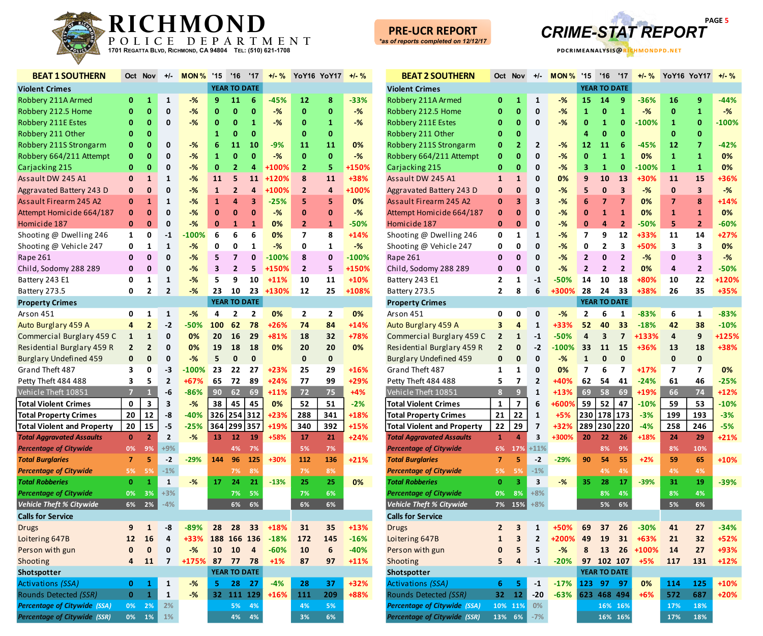# RICHMOND POLICE DEPARTMENT

1701 Regatta Blvd, Richmond, CA 94804 Tel: (510) 621-1708

**PRE-UCR REPORT**
*as of reports completed on 12/12/17*

## CRIME-STAT REPORT

pdcrimeanalysis@richmondpd.net

| BEAT 1 SOUTHERN | Oct | Nov | +/- | MON % | '15 | '16 | '17 | +/- % | YoY16 | YoY17 | +/- % |
|---|---|---|---|---|---|---|---|---|---|---|---|
| **Violent Crimes** | | | | | YEAR TO DATE | | | | | | |
| Robbery 211A Armed | 0 | 1 | 1 | -% | 9 | 11 | 6 | -45% | 12 | 8 | -33% |
| Robbery 212.5 Home | 0 | 0 | 0 | -% | 0 | 0 | 0 | -% | 0 | 0 | -% |
| Robbery 211E Estes | 0 | 0 | 0 | -% | 0 | 0 | 1 | -% | 0 | 1 | -% |
| Robbery 211 Other | 0 | 0 | | | 1 | 0 | 0 | | 0 | 0 | |
| Robbery 211S Strongarm | 0 | 0 | 0 | -% | 6 | 11 | 10 | -9% | 11 | 11 | 0% |
| Robbery 664/211 Attempt | 0 | 0 | 0 | -% | 1 | 0 | 0 | -% | 0 | 0 | -% |
| Carjacking 215 | 0 | 0 | 0 | -% | 0 | 2 | 4 | +100% | 2 | 5 | +150% |
| Assault DW 245 A1 | 0 | 1 | 1 | -% | 11 | 5 | 11 | +120% | 8 | 11 | +38% |
| Aggravated Battery 243 D | 0 | 0 | 0 | -% | 1 | 2 | 4 | +100% | 2 | 4 | +100% |
| Assault Firearm 245 A2 | 0 | 1 | 1 | -% | 1 | 4 | 3 | -25% | 5 | 5 | 0% |
| Attempt Homicide 664/187 | 0 | 0 | 0 | -% | 0 | 0 | 0 | -% | 0 | 0 | -% |
| Homicide 187 | 0 | 0 | 0 | -% | 0 | 1 | 1 | 0% | 2 | 1 | -50% |
| Shooting @ Dwelling 246 | 1 | 0 | -1 | -100% | 6 | 6 | 6 | 0% | 7 | 8 | +14% |
| Shooting @ Vehicle 247 | 0 | 1 | 1 | -% | 0 | 0 | 1 | -% | 0 | 1 | -% |
| Rape 261 | 0 | 0 | 0 | -% | 5 | 7 | 0 | -100% | 8 | 0 | -100% |
| Child, Sodomy 288 289 | 0 | 0 | 0 | -% | 3 | 2 | 5 | +150% | 2 | 5 | +150% |
| Battery 243 E1 | 0 | 1 | 1 | -% | 5 | 9 | 10 | +11% | 10 | 11 | +10% |
| Battery 273.5 | 0 | 2 | 2 | -% | 23 | 10 | 23 | +130% | 12 | 25 | +108% |
| **Property Crimes** | | | | | YEAR TO DATE | | | | | | |
| Arson 451 | 0 | 1 | 1 | -% | 4 | 2 | 2 | 0% | 2 | 2 | 0% |
| Auto Burglary 459 A | 4 | 2 | -2 | -50% | 100 | 62 | 78 | +26% | 74 | 84 | +14% |
| Commercial Burglary 459 C | 1 | 1 | 0 | 0% | 20 | 16 | 29 | +81% | 18 | 32 | +78% |
| Residential Burglary 459 R | 2 | 2 | 0 | 0% | 19 | 18 | 18 | 0% | 20 | 20 | 0% |
| Burglary Undefined 459 | 0 | 0 | 0 | -% | 5 | 0 | 0 | | 0 | 0 | |
| Grand Theft 487 | 3 | 0 | -3 | -100% | 23 | 22 | 27 | +23% | 25 | 29 | +16% |
| Petty Theft 484 488 | 3 | 5 | 2 | +67% | 65 | 72 | 89 | +24% | 77 | 99 | +29% |
| Vehicle Theft 10851 | 7 | 1 | -6 | -86% | 90 | 62 | 69 | +11% | 72 | 75 | +4% |
| **Total Violent Crimes** | 0 | 3 | 3 | -% | 38 | 45 | 45 | 0% | 52 | 51 | -2% |
| **Total Property Crimes** | 20 | 12 | -8 | -40% | 326 | 254 | 312 | +23% | 288 | 341 | +18% |
| **Total Violent and Property** | 20 | 15 | -5 | -25% | 364 | 299 | 357 | +19% | 340 | 392 | +15% |
| ***Total Aggravated Assaults*** | 0 | 2 | 2 | -% | 13 | 12 | 19 | +58% | 17 | 21 | +24% |
| ***Percentage of Citywide*** | 0% | 9% | +9% | | | 4% | 7% | | 5% | 7% | |
| ***Total Burglaries*** | 7 | 5 | -2 | -29% | 144 | 96 | 125 | +30% | 112 | 136 | +21% |
| ***Percentage of Citywide*** | 5% | 5% | -1% | | | 7% | 8% | | 7% | 8% | |
| ***Total Robberies*** | 0 | 1 | 1 | -% | 17 | 24 | 21 | -13% | 25 | 25 | 0% |
| ***Percentage of Citywide*** | 0% | 3% | +3% | | | 7% | 5% | | 7% | 6% | |
| ***Vehicle Theft % Citywide*** | 6% | 2% | -4% | | | 6% | 6% | | 6% | 6% | |
| **Calls for Service** | | | | | | | | | | | |
| Drugs | 9 | 1 | -8 | -89% | 28 | 28 | 33 | +18% | 31 | 35 | +13% |
| Loitering 647B | 12 | 16 | 4 | +33% | 188 | 166 | 136 | -18% | 172 | 145 | -16% |
| Person with gun | 0 | 0 | 0 | -% | 10 | 10 | 4 | -60% | 10 | 6 | -40% |
| Shooting | 4 | 11 | 7 | +175% | 87 | 77 | 78 | +1% | 87 | 97 | +11% |
| **Shotspotter** | | | | | YEAR TO DATE | | | | | | |
| Activations *(SSA)* | 0 | 1 | 1 | -% | 5 | 28 | 27 | -4% | 28 | 37 | +32% |
| Rounds Detected *(SSR)* | 0 | 1 | 1 | -% | 32 | 111 | 129 | +16% | 111 | 209 | +88% |
| ***Percentage of Citywide (SSA)*** | 0% | 2% | 2% | | | 5% | 4% | | 4% | 5% | |
| ***Percentage of Citywide (SSR)*** | 0% | 1% | 1% | | | 4% | 4% | | 3% | 6% | |

| BEAT 2 SOUTHERN | Oct | Nov | +/- | MON % | '15 | '16 | '17 | +/- % | YoY16 | YoY17 | +/- % |
|---|---|---|---|---|---|---|---|---|---|---|---|
| **Violent Crimes** | | | | | YEAR TO DATE | | | | | | |
| Robbery 211A Armed | 0 | 1 | 1 | -% | 15 | 14 | 9 | -36% | 16 | 9 | -44% |
| Robbery 212.5 Home | 0 | 0 | 0 | -% | 1 | 0 | 1 | -% | 0 | 1 | -% |
| Robbery 211E Estes | 0 | 0 | 0 | -% | 0 | 1 | 0 | -100% | 1 | 0 | -100% |
| Robbery 211 Other | 0 | 0 | | | 4 | 0 | 0 | | 0 | 0 | |
| Robbery 211S Strongarm | 0 | 2 | 2 | -% | 12 | 11 | 6 | -45% | 12 | 7 | -42% |
| Robbery 664/211 Attempt | 0 | 0 | 0 | -% | 0 | 1 | 1 | 0% | 1 | 1 | 0% |
| Carjacking 215 | 0 | 0 | 0 | -% | 3 | 1 | 0 | -100% | 1 | 1 | 0% |
| Assault DW 245 A1 | 1 | 1 | 0 | 0% | 9 | 10 | 13 | +30% | 11 | 15 | +36% |
| Aggravated Battery 243 D | 0 | 0 | 0 | -% | 5 | 0 | 3 | -% | 0 | 3 | -% |
| Assault Firearm 245 A2 | 0 | 3 | 3 | -% | 6 | 7 | 7 | 0% | 7 | 8 | +14% |
| Attempt Homicide 664/187 | 0 | 0 | 0 | -% | 0 | 1 | 1 | 0% | 1 | 1 | 0% |
| Homicide 187 | 0 | 0 | 0 | -% | 0 | 4 | 2 | -50% | 5 | 2 | -60% |
| Shooting @ Dwelling 246 | 0 | 1 | 1 | -% | 7 | 9 | 12 | +33% | 11 | 14 | +27% |
| Shooting @ Vehicle 247 | 0 | 0 | 0 | -% | 0 | 2 | 3 | +50% | 3 | 3 | 0% |
| Rape 261 | 0 | 0 | 0 | -% | 2 | 0 | 2 | -% | 0 | 3 | -% |
| Child, Sodomy 288 289 | 0 | 0 | 0 | -% | 2 | 2 | 2 | 0% | 4 | 2 | -50% |
| Battery 243 E1 | 2 | 1 | -1 | -50% | 14 | 10 | 18 | +80% | 10 | 22 | +120% |
| Battery 273.5 | 2 | 8 | 6 | +300% | 28 | 24 | 33 | +38% | 26 | 35 | +35% |
| **Property Crimes** | | | | | YEAR TO DATE | | | | | | |
| Arson 451 | 0 | 0 | 0 | -% | 2 | 6 | 1 | -83% | 6 | 1 | -83% |
| Auto Burglary 459 A | 3 | 4 | 1 | +33% | 52 | 40 | 33 | -18% | 42 | 38 | -10% |
| Commercial Burglary 459 C | 2 | 1 | -1 | -50% | 4 | 3 | 7 | +133% | 4 | 9 | +125% |
| Residential Burglary 459 R | 2 | 0 | -2 | -100% | 33 | 11 | 15 | +36% | 13 | 18 | +38% |
| Burglary Undefined 459 | 0 | 0 | 0 | -% | 1 | 0 | 0 | | 0 | 0 | |
| Grand Theft 487 | 1 | 1 | 0 | 0% | 7 | 6 | 7 | +17% | 7 | 7 | 0% |
| Petty Theft 484 488 | 5 | 7 | 2 | +40% | 62 | 54 | 41 | -24% | 61 | 46 | -25% |
| Vehicle Theft 10851 | 8 | 9 | 1 | +13% | 69 | 58 | 69 | +19% | 66 | 74 | +12% |
| **Total Violent Crimes** | 1 | 7 | 6 | +600% | 59 | 52 | 47 | -10% | 59 | 53 | -10% |
| **Total Property Crimes** | 21 | 22 | 1 | +5% | 230 | 178 | 173 | -3% | 199 | 193 | -3% |
| **Total Violent and Property** | 22 | 29 | 7 | +32% | 289 | 230 | 220 | -4% | 258 | 246 | -5% |
| ***Total Aggravated Assaults*** | 1 | 4 | 3 | +300% | 20 | 22 | 26 | +18% | 24 | 29 | +21% |
| ***Percentage of Citywide*** | 6% | 17% | +11% | | | 8% | 9% | | 8% | 10% | |
| ***Total Burglaries*** | 7 | 5 | -2 | -29% | 90 | 54 | 55 | +2% | 59 | 65 | +10% |
| ***Percentage of Citywide*** | 5% | 5% | -1% | | | 4% | 4% | | 4% | 4% | |
| ***Total Robberies*** | 0 | 3 | 3 | -% | 35 | 28 | 17 | -39% | 31 | 19 | -39% |
| ***Percentage of Citywide*** | 0% | 8% | +8% | | | 8% | 4% | | 8% | 4% | |
| ***Vehicle Theft % Citywide*** | 7% | 15% | +8% | | | 5% | 6% | | 5% | 6% | |
| **Calls for Service** | | | | | | | | | | | |
| Drugs | 2 | 3 | 1 | +50% | 69 | 37 | 26 | -30% | 41 | 27 | -34% |
| Loitering 647B | 1 | 3 | 2 | +200% | 49 | 19 | 31 | +63% | 21 | 32 | +52% |
| Person with gun | 0 | 5 | 5 | -% | 8 | 13 | 26 | +100% | 14 | 27 | +93% |
| Shooting | 5 | 4 | -1 | -20% | 97 | 102 | 107 | +5% | 117 | 131 | +12% |
| **Shotspotter** | | | | | YEAR TO DATE | | | | | | |
| Activations *(SSA)* | 6 | 5 | -1 | -17% | 123 | 97 | 97 | 0% | 114 | 125 | +10% |
| Rounds Detected *(SSR)* | 32 | 12 | -20 | -63% | 623 | 468 | 494 | +6% | 572 | 687 | +20% |
| ***Percentage of Citywide (SSA)*** | 10% | 11% | 0% | | | 16% | 16% | | 17% | 18% | |
| ***Percentage of Citywide (SSR)*** | 13% | 6% | -7% | | | 16% | 16% | | 17% | 18% | |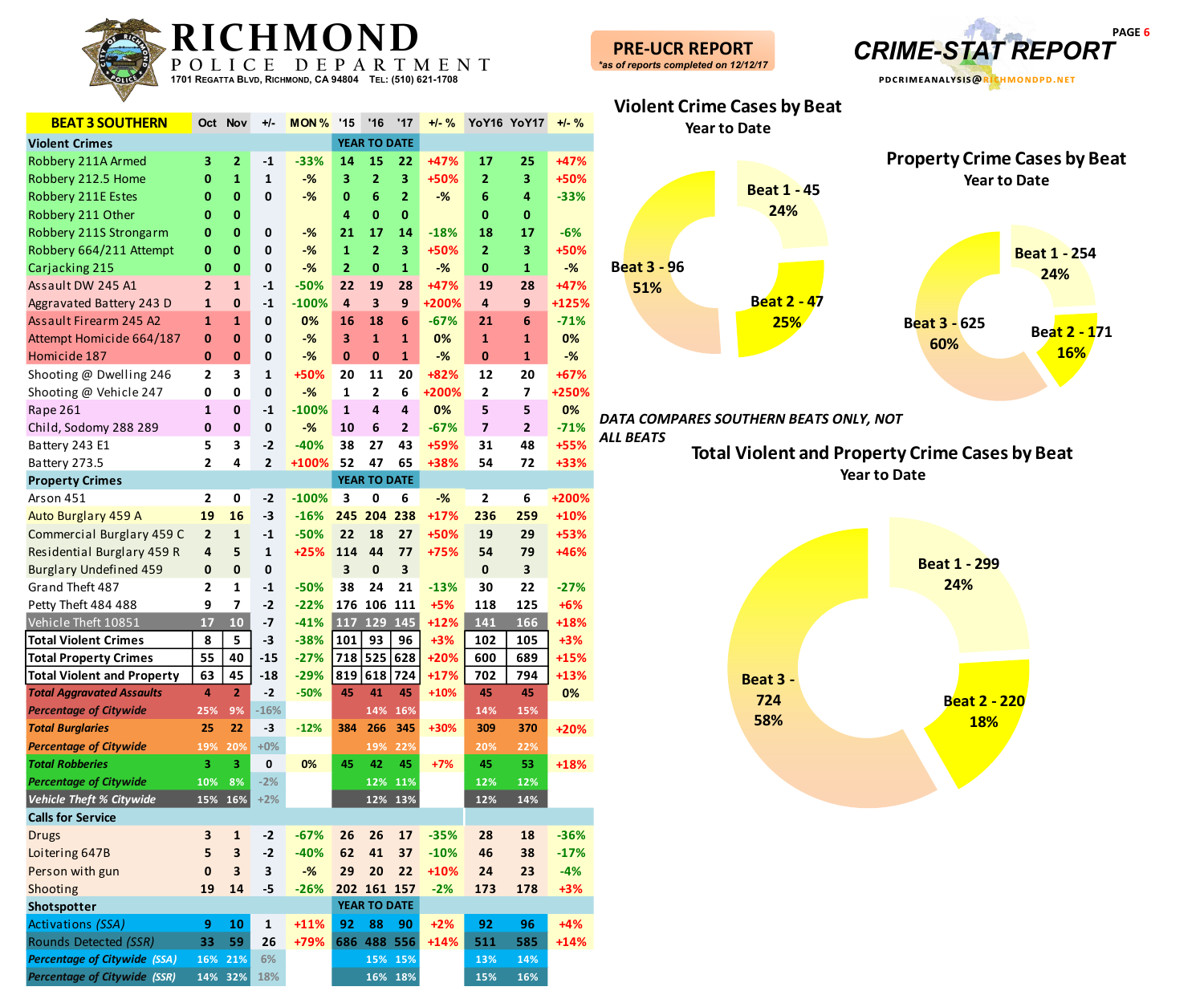# RICHMOND POLICE DEPARTMENT

1701 Regatta Blvd, Richmond, CA 94804 Tel: (510) 621-1708

**PRE-UCR REPORT**
*as of reports completed on 12/12/17*

# CRIME-STAT REPORT

PDCRIMEANALYSIS@RICHMONDPD.NET

| BEAT 3 SOUTHERN | Oct | Nov | +/- | MON % | '15 | '16 | '17 | +/- % | YoY16 | YoY17 | +/- % |
|---|---|---|---|---|---|---|---|---|---|---|---|
| **Violent Crimes** | | | | | YEAR TO DATE | | | | | | |
| Robbery 211A Armed | 3 | 2 | -1 | -33% | 14 | 15 | 22 | +47% | 17 | 25 | +47% |
| Robbery 212.5 Home | 0 | 1 | 1 | -% | 3 | 2 | 3 | +50% | 2 | 3 | +50% |
| Robbery 211E Estes | 0 | 0 | 0 | -% | 0 | 6 | 2 | -% | 6 | 4 | -33% |
| Robbery 211 Other | 0 | 0 | | | 4 | 0 | 0 | | 0 | 0 | |
| Robbery 211S Strongarm | 0 | 0 | 0 | -% | 21 | 17 | 14 | -18% | 18 | 17 | -6% |
| Robbery 664/211 Attempt | 0 | 0 | 0 | -% | 1 | 2 | 3 | +50% | 2 | 3 | +50% |
| Carjacking 215 | 0 | 0 | 0 | -% | 2 | 0 | 1 | -% | 0 | 1 | -% |
| Assault DW 245 A1 | 2 | 1 | -1 | -50% | 22 | 19 | 28 | +47% | 19 | 28 | +47% |
| Aggravated Battery 243 D | 1 | 0 | -1 | -100% | 4 | 3 | 9 | +200% | 4 | 9 | +125% |
| Assault Firearm 245 A2 | 1 | 1 | 0 | 0% | 16 | 18 | 6 | -67% | 21 | 6 | -71% |
| Attempt Homicide 664/187 | 0 | 0 | 0 | -% | 3 | 1 | 1 | 0% | 1 | 1 | 0% |
| Homicide 187 | 0 | 0 | 0 | -% | 0 | 0 | 1 | -% | 0 | 1 | -% |
| Shooting @ Dwelling 246 | 2 | 3 | 1 | +50% | 20 | 11 | 20 | +82% | 12 | 20 | +67% |
| Shooting @ Vehicle 247 | 0 | 0 | 0 | -% | 1 | 2 | 6 | +200% | 2 | 7 | +250% |
| Rape 261 | 1 | 0 | -1 | -100% | 1 | 4 | 4 | 0% | 5 | 5 | 0% |
| Child, Sodomy 288 289 | 0 | 0 | 0 | -% | 10 | 6 | 2 | -67% | 7 | 2 | -71% |
| Battery 243 E1 | 5 | 3 | -2 | -40% | 38 | 27 | 43 | +59% | 31 | 48 | +55% |
| Battery 273.5 | 2 | 4 | 2 | +100% | 52 | 47 | 65 | +38% | 54 | 72 | +33% |
| **Property Crimes** | | | | | YEAR TO DATE | | | | | | |
| Arson 451 | 2 | 0 | -2 | -100% | 3 | 0 | 6 | -% | 2 | 6 | +200% |
| Auto Burglary 459 A | 19 | 16 | -3 | -16% | 245 | 204 | 238 | +17% | 236 | 259 | +10% |
| Commercial Burglary 459 C | 2 | 1 | -1 | -50% | 22 | 18 | 27 | +50% | 19 | 29 | +53% |
| Residential Burglary 459 R | 4 | 5 | 1 | +25% | 114 | 44 | 77 | +75% | 54 | 79 | +46% |
| Burglary Undefined 459 | 0 | 0 | 0 | | 3 | 0 | 3 | | 0 | 3 | |
| Grand Theft 487 | 2 | 1 | -1 | -50% | 38 | 24 | 21 | -13% | 30 | 22 | -27% |
| Petty Theft 484 488 | 9 | 7 | -2 | -22% | 176 | 106 | 111 | +5% | 118 | 125 | +6% |
| Vehicle Theft 10851 | 17 | 10 | -7 | -41% | 117 | 129 | 145 | +12% | 141 | 166 | +18% |
| **Total Violent Crimes** | 8 | 5 | -3 | -38% | 101 | 93 | 96 | +3% | 102 | 105 | +3% |
| **Total Property Crimes** | 55 | 40 | -15 | -27% | 718 | 525 | 628 | +20% | 600 | 689 | +15% |
| **Total Violent and Property** | 63 | 45 | -18 | -29% | 819 | 618 | 724 | +17% | 702 | 794 | +13% |
| ***Total Aggravated Assaults*** | 4 | 2 | -2 | -50% | 45 | 41 | 45 | +10% | 45 | 45 | 0% |
| ***Percentage of Citywide*** | 25% | 9% | -16% | | | 14% | 16% | | 14% | 15% | |
| ***Total Burglaries*** | 25 | 22 | -3 | -12% | 384 | 266 | 345 | +30% | 309 | 370 | +20% |
| ***Percentage of Citywide*** | 19% | 20% | +0% | | | 19% | 22% | | 20% | 22% | |
| ***Total Robberies*** | 3 | 3 | 0 | 0% | 45 | 42 | 45 | +7% | 45 | 53 | +18% |
| ***Percentage of Citywide*** | 10% | 8% | -2% | | | 12% | 11% | | 12% | 12% | |
| ***Vehicle Theft % Citywide*** | 15% | 16% | +2% | | | 12% | 13% | | 12% | 14% | |
| **Calls for Service** | | | | | | | | | | | |
| Drugs | 3 | 1 | -2 | -67% | 26 | 26 | 17 | -35% | 28 | 18 | -36% |
| Loitering 647B | 5 | 3 | -2 | -40% | 62 | 41 | 37 | -10% | 46 | 38 | -17% |
| Person with gun | 0 | 3 | 3 | -% | 29 | 20 | 22 | +10% | 24 | 23 | -4% |
| Shooting | 19 | 14 | -5 | -26% | 202 | 161 | 157 | -2% | 173 | 178 | +3% |
| **Shotspotter** | | | | | YEAR TO DATE | | | | | | |
| Activations *(SSA)* | 9 | 10 | 1 | +11% | 92 | 88 | 90 | +2% | 92 | 96 | +4% |
| Rounds Detected *(SSR)* | 33 | 59 | 26 | +79% | 686 | 488 | 556 | +14% | 511 | 585 | +14% |
| ***Percentage of Citywide (SSA)*** | 16% | 21% | 6% | | | 15% | 15% | | 13% | 14% | |
| ***Percentage of Citywide (SSR)*** | 14% | 32% | 18% | | | 16% | 18% | | 15% | 16% | |

## Violent Crime Cases by Beat
Year to Date

- Beat 1 - 45, 24%
- Beat 2 - 47, 25%
- Beat 3 - 96, 51%

## Property Crime Cases by Beat
Year to Date

- Beat 1 - 254, 24%
- Beat 2 - 171, 16%
- Beat 3 - 625, 60%

*DATA COMPARES SOUTHERN BEATS ONLY, NOT ALL BEATS*

## Total Violent and Property Crime Cases by Beat
Year to Date

- Beat 1 - 299, 24%
- Beat 2 - 220, 18%
- Beat 3 - 724, 58%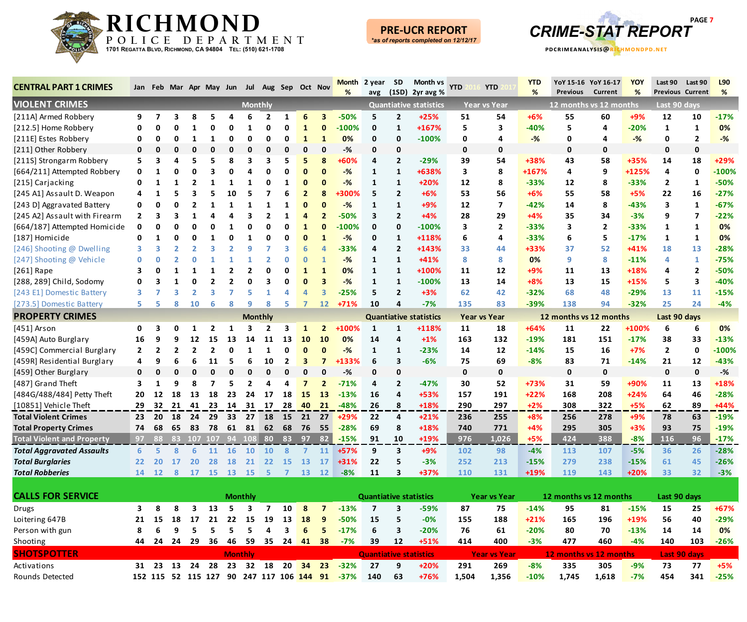# RICHMOND POLICE DEPARTMENT

1701 Regatta Blvd, Richmond, CA 94804 Tel: (510) 621-1708

**PRE-UCR REPORT**
*as of reports completed on 12/12/17

## CRIME-STAT REPORT

PDCRIMEANALYSIS@RICHMONDPD.NET

| CENTRAL PART 1 CRIMES | Jan | Feb | Mar | Apr | May | Jun | Jul | Aug | Sep | Oct | Nov | Month % | 2 year avg | SD (1SD) | Month vs 2yr avg % | YTD 2016 | YTD 2017 | YTD % | YoY 15-16 Previous | YoY 16-17 Current | YOY % | Last 90 Previous | Last 90 Current | L90 % |
|---|---|---|---|---|---|---|---|---|---|---|---|---|---|---|---|---|---|---|---|---|---|---|---|---|
| **VIOLENT CRIMES** | Monthly | | | | | | | | | | | | Quantiative statistics | | | Year vs Year | | | 12 months vs 12 months | | | Last 90 days | | |
| [211A] Armed Robbery | 9 | 7 | 3 | 8 | 5 | 4 | 6 | 2 | 1 | 6 | 3 | -50% | 5 | 2 | +25% | 51 | 54 | +6% | 55 | 60 | +9% | 12 | 10 | -17% |
| [212.5] Home Robbery | 0 | 0 | 0 | 1 | 0 | 0 | 1 | 0 | 0 | 1 | 0 | -100% | 0 | 1 | +167% | 5 | 3 | -40% | 5 | 4 | -20% | 1 | 1 | 0% |
| [211E] Estes Robbery | 0 | 0 | 0 | 1 | 1 | 0 | 0 | 0 | 0 | 1 | 1 | 0% | 0 | 0 | -100% | 0 | 4 | -% | 0 | 4 | -% | 0 | 2 | -% |
| [211] Other Robbery | 0 | 0 | 0 | 0 | 0 | 0 | 0 | 0 | 0 | 0 | 0 | -% | 0 | 0 | | 0 | 0 | | 0 | 0 | | 0 | 0 | |
| [211S] Strongarm Robbery | 5 | 3 | 4 | 5 | 5 | 8 | 3 | 3 | 5 | 5 | 8 | +60% | 4 | 2 | -29% | 39 | 54 | +38% | 43 | 58 | +35% | 14 | 18 | +29% |
| [664/211] Attempted Robbery | 0 | 1 | 0 | 0 | 3 | 0 | 4 | 0 | 0 | 0 | 0 | -% | 1 | 1 | +638% | 3 | 8 | +167% | 4 | 9 | +125% | 4 | 0 | -100% |
| [215] Carjacking | 0 | 1 | 1 | 2 | 1 | 1 | 1 | 0 | 1 | 0 | 0 | -% | 1 | 1 | +20% | 12 | 8 | -33% | 12 | 8 | -33% | 2 | 1 | -50% |
| [245 A1] Assault D. Weapon | 4 | 1 | 5 | 3 | 5 | 10 | 5 | 7 | 6 | 2 | 8 | +300% | 5 | 2 | +6% | 53 | 56 | +6% | 55 | 58 | +5% | 22 | 16 | -27% |
| [243 D] Aggravated Battery | 0 | 0 | 0 | 2 | 1 | 1 | 1 | 1 | 1 | 0 | 0 | -% | 1 | 1 | +9% | 12 | 7 | -42% | 14 | 8 | -43% | 3 | 1 | -67% |
| [245 A2] Assault with Firearm | 2 | 3 | 3 | 1 | 4 | 4 | 3 | 2 | 1 | 4 | 2 | -50% | 3 | 2 | +4% | 28 | 29 | +4% | 35 | 34 | -3% | 9 | 7 | -22% |
| [664/187] Attempted Homicide | 0 | 0 | 0 | 0 | 0 | 1 | 0 | 0 | 0 | 1 | 0 | -100% | 0 | 0 | -100% | 3 | 2 | -33% | 3 | 2 | -33% | 1 | 1 | 0% |
| [187] Homicide | 0 | 1 | 0 | 0 | 1 | 0 | 1 | 0 | 0 | 0 | 1 | -% | 0 | 1 | +118% | 6 | 4 | -33% | 6 | 5 | -17% | 1 | 1 | 0% |
| [246] Shooting @ Dwelling | 3 | 3 | 2 | 2 | 3 | 2 | 9 | 7 | 3 | 6 | 4 | -33% | 4 | 2 | +143% | 33 | 44 | +33% | 37 | 52 | +41% | 18 | 13 | -28% |
| [247] Shooting @ Vehicle | 0 | 0 | 2 | 0 | 1 | 1 | 1 | 2 | 0 | 0 | 1 | -% | 1 | 1 | +41% | 8 | 8 | 0% | 9 | 8 | -11% | 4 | 1 | -75% |
| [261] Rape | 3 | 0 | 1 | 1 | 1 | 2 | 2 | 0 | 0 | 1 | 1 | 0% | 1 | 1 | +100% | 11 | 12 | +9% | 11 | 13 | +18% | 4 | 2 | -50% |
| [288, 289] Child, Sodomy | 0 | 3 | 1 | 0 | 2 | 2 | 0 | 3 | 0 | 0 | 3 | -% | 1 | 1 | -100% | 13 | 14 | +8% | 13 | 15 | +15% | 5 | 3 | -40% |
| [243 E1] Domestic Battery | 3 | 7 | 3 | 2 | 3 | 7 | 5 | 1 | 4 | 4 | 3 | -25% | 5 | 2 | +3% | 62 | 42 | -32% | 68 | 48 | -29% | 13 | 11 | -15% |
| [273.5] Domestic Battery | 5 | 5 | 8 | 10 | 6 | 8 | 9 | 8 | 5 | 7 | 12 | +71% | 10 | 4 | -7% | 135 | 83 | -39% | 138 | 94 | -32% | 25 | 24 | -4% |
| **PROPERTY CRIMES** | Monthly | | | | | | | | | | | | Quantiative statistics | | | Year vs Year | | | 12 months vs 12 months | | | Last 90 days | | |
| [451] Arson | 0 | 3 | 0 | 1 | 2 | 1 | 3 | 2 | 3 | 1 | 2 | +100% | 1 | 1 | +118% | 11 | 18 | +64% | 11 | 22 | +100% | 6 | 6 | 0% |
| [459A] Auto Burglary | 16 | 9 | 9 | 12 | 15 | 13 | 14 | 11 | 13 | 10 | 10 | 0% | 14 | 4 | +1% | 163 | 132 | -19% | 181 | 151 | -17% | 38 | 33 | -13% |
| [459C] Commercial Burglary | 2 | 2 | 2 | 2 | 2 | 0 | 1 | 1 | 0 | 0 | 0 | -% | 1 | 1 | -23% | 14 | 12 | -14% | 15 | 16 | +7% | 2 | 0 | -100% |
| [459R] Residential Burglary | 4 | 9 | 6 | 6 | 11 | 5 | 6 | 10 | 2 | 3 | 7 | +133% | 6 | 3 | -6% | 75 | 69 | -8% | 83 | 71 | -14% | 21 | 12 | -43% |
| [459] Other Burglary | 0 | 0 | 0 | 0 | 0 | 0 | 0 | 0 | 0 | 0 | 0 | -% | 0 | 0 | | 0 | 0 | | 0 | 0 | | 0 | 0 | -% |
| [487] Grand Theft | 3 | 1 | 9 | 8 | 7 | 5 | 2 | 4 | 4 | 7 | 2 | -71% | 4 | 2 | -47% | 30 | 52 | +73% | 31 | 59 | +90% | 11 | 13 | +18% |
| [484G/488/484] Petty Theft | 20 | 12 | 18 | 13 | 18 | 23 | 24 | 17 | 18 | 15 | 13 | -13% | 16 | 4 | +53% | 157 | 191 | +22% | 168 | 208 | +24% | 64 | 46 | -28% |
| [10851] Vehicle Theft | 29 | 32 | 21 | 41 | 23 | 14 | 31 | 17 | 28 | 40 | 21 | -48% | 26 | 8 | +18% | 290 | 297 | +2% | 308 | 322 | +5% | 62 | 89 | +44% |
| **Total Violent Crimes** | 23 | 20 | 18 | 24 | 29 | 33 | 27 | 18 | 15 | 21 | 27 | +29% | 22 | 4 | +21% | 236 | 255 | +8% | 256 | 278 | +9% | 78 | 63 | -19% |
| **Total Property Crimes** | 74 | 68 | 65 | 83 | 78 | 61 | 81 | 62 | 68 | 76 | 55 | -28% | 69 | 8 | +18% | 740 | 771 | +4% | 295 | 305 | +3% | 93 | 75 | -19% |
| **Total Violent and Property** | 97 | 88 | 83 | 107 | 107 | 94 | 108 | 80 | 83 | 97 | 82 | -15% | 91 | 10 | +19% | 976 | 1,026 | +5% | 424 | 388 | -8% | 116 | 96 | -17% |
| ***Total Aggravated Assaults*** | 6 | 5 | 8 | 6 | 11 | 16 | 10 | 10 | 8 | 7 | 11 | +57% | 9 | 3 | +9% | 102 | 98 | -4% | 113 | 107 | -5% | 36 | 26 | -28% |
| ***Total Burglaries*** | 22 | 20 | 17 | 20 | 28 | 18 | 21 | 22 | 15 | 13 | 17 | +31% | 22 | 5 | -3% | 252 | 213 | -15% | 279 | 238 | -15% | 61 | 45 | -26% |
| ***Total Robberies*** | 14 | 12 | 8 | 17 | 15 | 13 | 15 | 5 | 7 | 13 | 12 | -8% | 11 | 3 | +37% | 110 | 131 | +19% | 119 | 143 | +20% | 33 | 32 | -3% |
| **CALLS FOR SERVICE** | Monthly | | | | | | | | | | | | Quantiative statistics | | | Year vs Year | | | 12 months vs 12 months | | | Last 90 days | | |
| Drugs | 3 | 8 | 8 | 3 | 13 | 5 | 3 | 7 | 10 | 8 | 7 | -13% | 7 | 3 | -59% | 87 | 75 | -14% | 95 | 81 | -15% | 15 | 25 | +67% |
| Loitering 647B | 21 | 15 | 18 | 17 | 21 | 22 | 15 | 19 | 13 | 18 | 9 | -50% | 15 | 5 | -0% | 155 | 188 | +21% | 165 | 196 | +19% | 56 | 40 | -29% |
| Person with gun | 8 | 6 | 9 | 5 | 5 | 5 | 5 | 4 | 3 | 6 | 5 | -17% | 6 | 3 | -20% | 76 | 61 | -20% | 80 | 70 | -13% | 14 | 14 | 0% |
| Shooting | 44 | 24 | 24 | 29 | 36 | 46 | 59 | 35 | 24 | 41 | 38 | -7% | 39 | 12 | +51% | 414 | 400 | -3% | 477 | 460 | -4% | 140 | 103 | -26% |
| **SHOTSPOTTER** | Monthly | | | | | | | | | | | | Quantiative statistics | | | Year vs Year | | | 12 months vs 12 months | | | Last 90 days | | |
| Activations | 31 | 23 | 13 | 24 | 28 | 23 | 32 | 18 | 20 | 34 | 23 | -32% | 27 | 9 | +20% | 291 | 269 | -8% | 335 | 305 | -9% | 73 | 77 | +5% |
| Rounds Detected | 152 | 115 | 52 | 115 | 127 | 90 | 247 | 117 | 106 | 144 | 91 | -37% | 140 | 63 | +76% | 1,504 | 1,356 | -10% | 1,745 | 1,618 | -7% | 454 | 341 | -25% |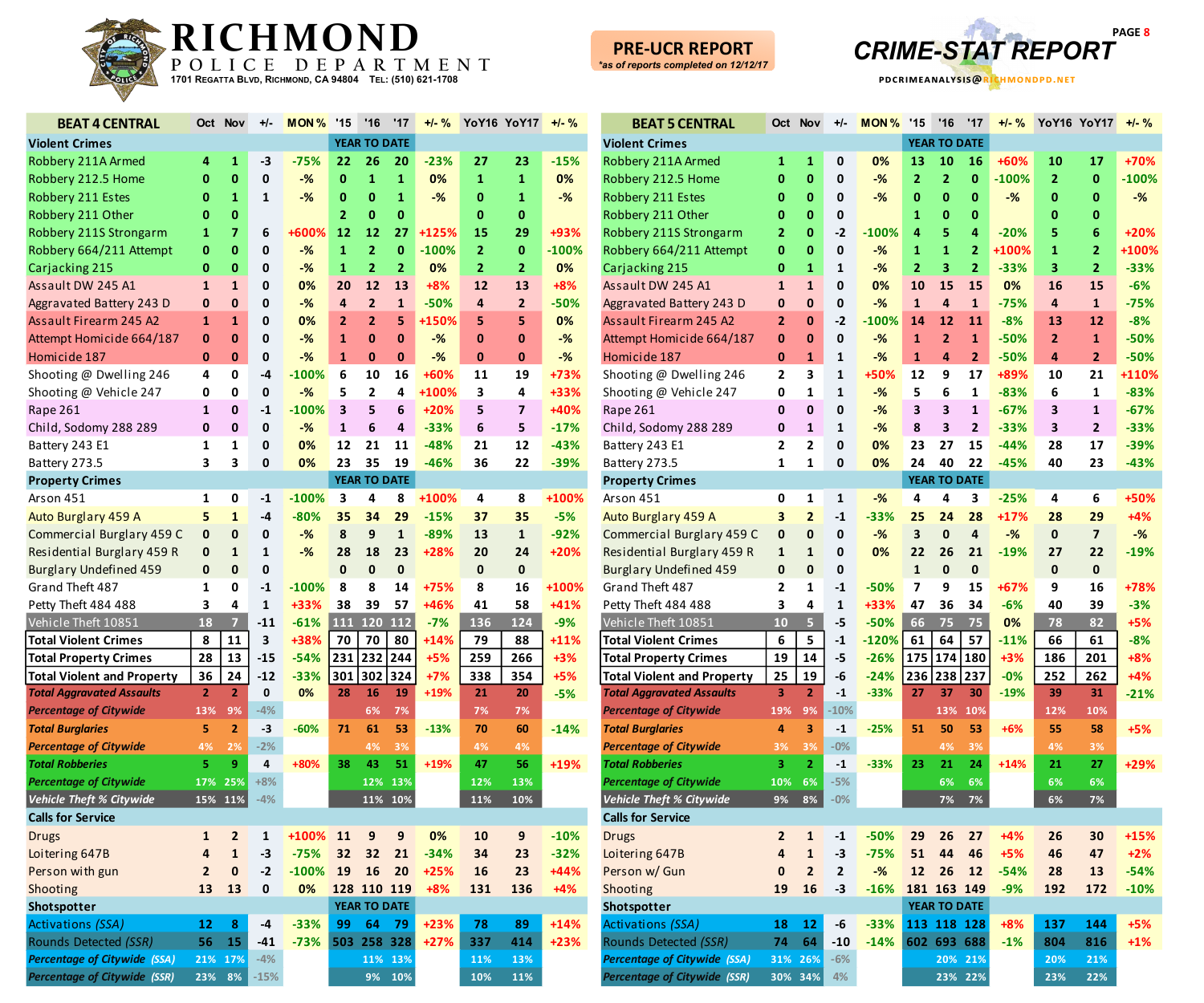# RICHMOND POLICE DEPARTMENT

1701 Regatta Blvd, Richmond, CA 94804 Tel: (510) 621-1708

**PRE-UCR REPORT**
*as of reports completed on 12/12/17

## CRIME-STAT REPORT

PDCRIMEANALYSIS@RICHMONDPD.NET

| BEAT 4 CENTRAL | Oct | Nov | +/- | MON % | '15 | '16 | '17 | +/- % | YoY16 | YoY17 | +/- % |
|---|---|---|---|---|---|---|---|---|---|---|---|
| **Violent Crimes** | | | | | YEAR TO DATE | | | | | | |
| Robbery 211A Armed | 4 | 1 | -3 | -75% | 22 | 26 | 20 | -23% | 27 | 23 | -15% |
| Robbery 212.5 Home | 0 | 0 | 0 | -% | 0 | 1 | 1 | 0% | 1 | 1 | 0% |
| Robbery 211 Estes | 0 | 1 | 1 | -% | 0 | 0 | 1 | -% | 0 | 1 | -% |
| Robbery 211 Other | 0 | 0 | | | 2 | 0 | 0 | | 0 | 0 | |
| Robbery 211S Strongarm | 1 | 7 | 6 | +600% | 12 | 12 | 27 | +125% | 15 | 29 | +93% |
| Robbery 664/211 Attempt | 0 | 0 | 0 | -% | 1 | 2 | 0 | -100% | 2 | 0 | -100% |
| Carjacking 215 | 0 | 0 | 0 | -% | 1 | 2 | 2 | 0% | 2 | 2 | 0% |
| Assault DW 245 A1 | 1 | 1 | 0 | 0% | 20 | 12 | 13 | +8% | 12 | 13 | +8% |
| Aggravated Battery 243 D | 0 | 0 | 0 | -% | 4 | 2 | 1 | -50% | 4 | 2 | -50% |
| Assault Firearm 245 A2 | 1 | 1 | 0 | 0% | 2 | 2 | 5 | +150% | 5 | 5 | 0% |
| Attempt Homicide 664/187 | 0 | 0 | 0 | -% | 1 | 0 | 0 | -% | 0 | 0 | -% |
| Homicide 187 | 0 | 0 | 0 | -% | 1 | 0 | 0 | -% | 0 | 0 | -% |
| Shooting @ Dwelling 246 | 4 | 0 | -4 | -100% | 6 | 10 | 16 | +60% | 11 | 19 | +73% |
| Shooting @ Vehicle 247 | 0 | 0 | 0 | -% | 5 | 2 | 4 | +100% | 3 | 4 | +33% |
| Rape 261 | 1 | 0 | -1 | -100% | 3 | 5 | 6 | +20% | 5 | 7 | +40% |
| Child, Sodomy 288 289 | 0 | 0 | 0 | -% | 1 | 6 | 4 | -33% | 6 | 5 | -17% |
| Battery 243 E1 | 1 | 1 | 0 | 0% | 12 | 21 | 11 | -48% | 21 | 12 | -43% |
| Battery 273.5 | 3 | 3 | 0 | 0% | 23 | 35 | 19 | -46% | 36 | 22 | -39% |
| **Property Crimes** | | | | | YEAR TO DATE | | | | | | |
| Arson 451 | 1 | 0 | -1 | -100% | 3 | 4 | 8 | +100% | 4 | 8 | +100% |
| Auto Burglary 459 A | 5 | 1 | -4 | -80% | 35 | 34 | 29 | -15% | 37 | 35 | -5% |
| Commercial Burglary 459 C | 0 | 0 | 0 | -% | 8 | 9 | 1 | -89% | 13 | 1 | -92% |
| Residential Burglary 459 R | 0 | 1 | 1 | -% | 28 | 18 | 23 | +28% | 20 | 24 | +20% |
| Burglary Undefined 459 | 0 | 0 | 0 | | 0 | 0 | 0 | | 0 | 0 | |
| Grand Theft 487 | 1 | 0 | -1 | -100% | 8 | 8 | 14 | +75% | 8 | 16 | +100% |
| Petty Theft 484 488 | 3 | 4 | 1 | +33% | 38 | 39 | 57 | +46% | 41 | 58 | +41% |
| Vehicle Theft 10851 | 18 | 7 | -11 | -61% | 111 | 120 | 112 | -7% | 136 | 124 | -9% |
| **Total Violent Crimes** | 8 | 11 | 3 | +38% | 70 | 70 | 80 | +14% | 79 | 88 | +11% |
| **Total Property Crimes** | 28 | 13 | -15 | -54% | 231 | 232 | 244 | +5% | 259 | 266 | +3% |
| **Total Violent and Property** | 36 | 24 | -12 | -33% | 301 | 302 | 324 | +7% | 338 | 354 | +5% |
| ***Total Aggravated Assaults*** | 2 | 2 | 0 | 0% | 28 | 16 | 19 | +19% | 21 | 20 | -5% |
| ***Percentage of Citywide*** | 13% | 9% | -4% | | | 6% | 7% | | 7% | 7% | |
| ***Total Burglaries*** | 5 | 2 | -3 | -60% | 71 | 61 | 53 | -13% | 70 | 60 | -14% |
| ***Percentage of Citywide*** | 4% | 2% | -2% | | | 4% | 3% | | 4% | 4% | |
| ***Total Robberies*** | 5 | 9 | 4 | +80% | 38 | 43 | 51 | +19% | 47 | 56 | +19% |
| ***Percentage of Citywide*** | 17% | 25% | +8% | | | 12% | 13% | | 12% | 13% | |
| ***Vehicle Theft % Citywide*** | 15% | 11% | -4% | | | 11% | 10% | | 11% | 10% | |
| **Calls for Service** | | | | | | | | | | | |
| Drugs | 1 | 2 | 1 | +100% | 11 | 9 | 9 | 0% | 10 | 9 | -10% |
| Loitering 647B | 4 | 1 | -3 | -75% | 32 | 32 | 21 | -34% | 34 | 23 | -32% |
| Person with gun | 2 | 0 | -2 | -100% | 19 | 16 | 20 | +25% | 16 | 23 | +44% |
| Shooting | 13 | 13 | 0 | 0% | 128 | 110 | 119 | +8% | 131 | 136 | +4% |
| **Shotspotter** | | | | | YEAR TO DATE | | | | | | |
| Activations *(SSA)* | 12 | 8 | -4 | -33% | 99 | 64 | 79 | +23% | 78 | 89 | +14% |
| Rounds Detected *(SSR)* | 56 | 15 | -41 | -73% | 503 | 258 | 328 | +27% | 337 | 414 | +23% |
| ***Percentage of Citywide (SSA)*** | 21% | 17% | -4% | | | 11% | 13% | | 11% | 13% | |
| ***Percentage of Citywide (SSR)*** | 23% | 8% | -15% | | | 9% | 10% | | 10% | 11% | |

| BEAT 5 CENTRAL | Oct | Nov | +/- | MON % | '15 | '16 | '17 | +/- % | YoY16 | YoY17 | +/- % |
|---|---|---|---|---|---|---|---|---|---|---|---|
| **Violent Crimes** | | | | | YEAR TO DATE | | | | | | |
| Robbery 211A Armed | 1 | 1 | 0 | 0% | 13 | 10 | 16 | +60% | 10 | 17 | +70% |
| Robbery 212.5 Home | 0 | 0 | 0 | -% | 2 | 2 | 0 | -100% | 2 | 0 | -100% |
| Robbery 211 Estes | 0 | 0 | 0 | -% | 0 | 0 | 0 | -% | 0 | 0 | -% |
| Robbery 211 Other | 0 | 0 | 0 | | 1 | 0 | 0 | | 0 | 0 | |
| Robbery 211S Strongarm | 2 | 0 | -2 | -100% | 4 | 5 | 4 | -20% | 5 | 6 | +20% |
| Robbery 664/211 Attempt | 0 | 0 | 0 | -% | 1 | 1 | 2 | +100% | 1 | 2 | +100% |
| Carjacking 215 | 0 | 1 | 1 | -% | 2 | 3 | 2 | -33% | 3 | 2 | -33% |
| Assault DW 245 A1 | 1 | 1 | 0 | 0% | 10 | 15 | 15 | 0% | 16 | 15 | -6% |
| Aggravated Battery 243 D | 0 | 0 | 0 | -% | 1 | 4 | 1 | -75% | 4 | 1 | -75% |
| Assault Firearm 245 A2 | 2 | 0 | -2 | -100% | 14 | 12 | 11 | -8% | 13 | 12 | -8% |
| Attempt Homicide 664/187 | 0 | 0 | 0 | -% | 1 | 2 | 1 | -50% | 2 | 1 | -50% |
| Homicide 187 | 0 | 1 | 1 | -% | 1 | 4 | 2 | -50% | 4 | 2 | -50% |
| Shooting @ Dwelling 246 | 2 | 3 | 1 | +50% | 12 | 9 | 17 | +89% | 10 | 21 | +110% |
| Shooting @ Vehicle 247 | 0 | 1 | 1 | -% | 5 | 6 | 1 | -83% | 6 | 1 | -83% |
| Rape 261 | 0 | 0 | 0 | -% | 3 | 3 | 1 | -67% | 3 | 1 | -67% |
| Child, Sodomy 288 289 | 0 | 1 | 1 | -% | 8 | 3 | 2 | -33% | 3 | 2 | -33% |
| Battery 243 E1 | 2 | 2 | 0 | 0% | 23 | 27 | 15 | -44% | 28 | 17 | -39% |
| Battery 273.5 | 1 | 1 | 0 | 0% | 24 | 40 | 22 | -45% | 40 | 23 | -43% |
| **Property Crimes** | | | | | YEAR TO DATE | | | | | | |
| Arson 451 | 0 | 1 | 1 | -% | 4 | 4 | 3 | -25% | 4 | 6 | +50% |
| Auto Burglary 459 A | 3 | 2 | -1 | -33% | 25 | 24 | 28 | +17% | 28 | 29 | +4% |
| Commercial Burglary 459 C | 0 | 0 | 0 | -% | 3 | 0 | 4 | -% | 0 | 7 | -% |
| Residential Burglary 459 R | 1 | 1 | 0 | 0% | 22 | 26 | 21 | -19% | 27 | 22 | -19% |
| Burglary Undefined 459 | 0 | 0 | 0 | | 1 | 0 | 0 | | 0 | 0 | |
| Grand Theft 487 | 2 | 1 | -1 | -50% | 7 | 9 | 15 | +67% | 9 | 16 | +78% |
| Petty Theft 484 488 | 3 | 4 | 1 | +33% | 47 | 36 | 34 | -6% | 40 | 39 | -3% |
| Vehicle Theft 10851 | 10 | 5 | -5 | -50% | 66 | 75 | 75 | 0% | 78 | 82 | +5% |
| **Total Violent Crimes** | 6 | 5 | -1 | -120% | 61 | 64 | 57 | -11% | 66 | 61 | -8% |
| **Total Property Crimes** | 19 | 14 | -5 | -26% | 175 | 174 | 180 | +3% | 186 | 201 | +8% |
| **Total Violent and Property** | 25 | 19 | -6 | -24% | 236 | 238 | 237 | -0% | 252 | 262 | +4% |
| ***Total Aggravated Assaults*** | 3 | 2 | -1 | -33% | 27 | 37 | 30 | -19% | 39 | 31 | -21% |
| ***Percentage of Citywide*** | 19% | 9% | -10% | | | 13% | 10% | | 12% | 10% | |
| ***Total Burglaries*** | 4 | 3 | -1 | -25% | 51 | 50 | 53 | +6% | 55 | 58 | +5% |
| ***Percentage of Citywide*** | 3% | 3% | -0% | | | 4% | 3% | | 4% | 3% | |
| ***Total Robberies*** | 3 | 2 | -1 | -33% | 23 | 21 | 24 | +14% | 21 | 27 | +29% |
| ***Percentage of Citywide*** | 10% | 6% | -5% | | | 6% | 6% | | 6% | 6% | |
| ***Vehicle Theft % Citywide*** | 9% | 8% | -0% | | | 7% | 7% | | 6% | 7% | |
| **Calls for Service** | | | | | | | | | | | |
| Drugs | 2 | 1 | -1 | -50% | 29 | 26 | 27 | +4% | 26 | 30 | +15% |
| Loitering 647B | 4 | 1 | -3 | -75% | 51 | 44 | 46 | +5% | 46 | 47 | +2% |
| Person w/ Gun | 0 | 2 | 2 | -% | 12 | 26 | 12 | -54% | 28 | 13 | -54% |
| Shooting | 19 | 16 | -3 | -16% | 181 | 163 | 149 | -9% | 192 | 172 | -10% |
| **Shotspotter** | | | | | YEAR TO DATE | | | | | | |
| Activations *(SSA)* | 18 | 12 | -6 | -33% | 113 | 118 | 128 | +8% | 137 | 144 | +5% |
| Rounds Detected *(SSR)* | 74 | 64 | -10 | -14% | 602 | 693 | 688 | -1% | 804 | 816 | +1% |
| ***Percentage of Citywide (SSA)*** | 31% | 26% | -6% | | | 20% | 21% | | 20% | 21% | |
| ***Percentage of Citywide (SSR)*** | 30% | 34% | 4% | | | 23% | 22% | | 23% | 22% | |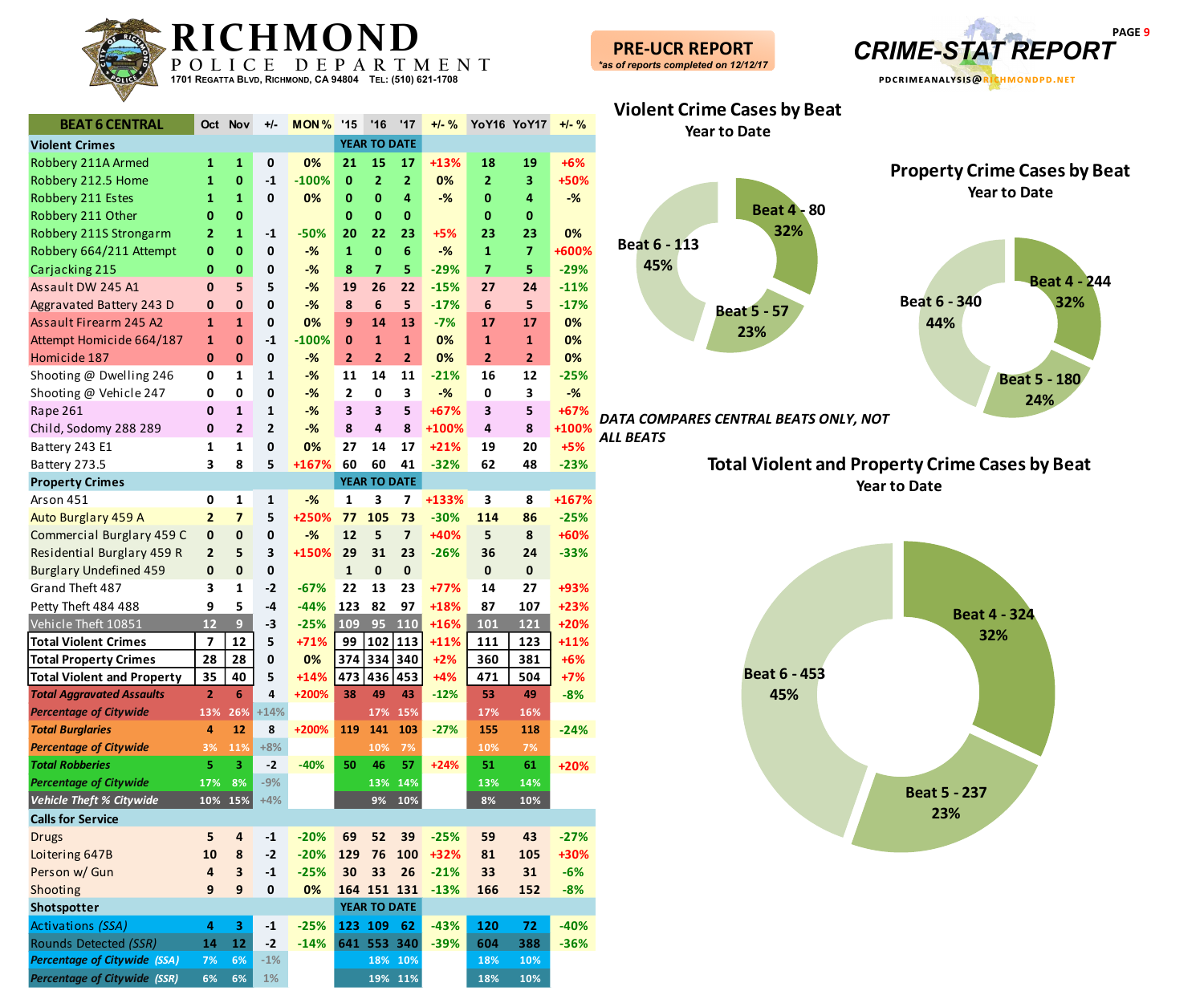# RICHMOND POLICE DEPARTMENT

1701 Regatta Blvd, Richmond, CA 94804 Tel: (510) 621-1708

**PRE-UCR REPORT**
*as of reports completed on 12/12/17*

## CRIME-STAT REPORT

PDCRIMEANALYSIS@RICHMONDPD.NET

| BEAT 6 CENTRAL | Oct | Nov | +/- | MON % | '15 | '16 | '17 | +/- % | YoY16 | YoY17 | +/- % |
|---|---|---|---|---|---|---|---|---|---|---|---|
| **Violent Crimes** | | | | | YEAR TO DATE | | | | | | |
| Robbery 211A Armed | 1 | 1 | 0 | 0% | 21 | 15 | 17 | +13% | 18 | 19 | +6% |
| Robbery 212.5 Home | 1 | 0 | -1 | -100% | 0 | 2 | 2 | 0% | 2 | 3 | +50% |
| Robbery 211 Estes | 1 | 1 | 0 | 0% | 0 | 0 | 4 | -% | 0 | 4 | -% |
| Robbery 211 Other | 0 | 0 | | | 0 | 0 | 0 | | 0 | 0 | |
| Robbery 211S Strongarm | 2 | 1 | -1 | -50% | 20 | 22 | 23 | +5% | 23 | 23 | 0% |
| Robbery 664/211 Attempt | 0 | 0 | 0 | -% | 1 | 0 | 6 | -% | 1 | 7 | +600% |
| Carjacking 215 | 0 | 0 | 0 | -% | 8 | 7 | 5 | -29% | 7 | 5 | -29% |
| Assault DW 245 A1 | 0 | 5 | 5 | -% | 19 | 26 | 22 | -15% | 27 | 24 | -11% |
| Aggravated Battery 243 D | 0 | 0 | 0 | -% | 8 | 6 | 5 | -17% | 6 | 5 | -17% |
| Assault Firearm 245 A2 | 1 | 1 | 0 | 0% | 9 | 14 | 13 | -7% | 17 | 17 | 0% |
| Attempt Homicide 664/187 | 1 | 0 | -1 | -100% | 0 | 1 | 1 | 0% | 1 | 1 | 0% |
| Homicide 187 | 0 | 0 | 0 | -% | 2 | 2 | 2 | 0% | 2 | 2 | 0% |
| Shooting @ Dwelling 246 | 0 | 1 | 1 | -% | 11 | 14 | 11 | -21% | 16 | 12 | -25% |
| Shooting @ Vehicle 247 | 0 | 0 | 0 | -% | 2 | 0 | 3 | -% | 0 | 3 | -% |
| Rape 261 | 0 | 1 | 1 | -% | 3 | 3 | 5 | +67% | 3 | 5 | +67% |
| Child, Sodomy 288 289 | 0 | 2 | 2 | -% | 8 | 4 | 8 | +100% | 4 | 8 | +100% |
| Battery 243 E1 | 1 | 1 | 0 | 0% | 27 | 14 | 17 | +21% | 19 | 20 | +5% |
| Battery 273.5 | 3 | 8 | 5 | +167% | 60 | 60 | 41 | -32% | 62 | 48 | -23% |
| **Property Crimes** | | | | | YEAR TO DATE | | | | | | |
| Arson 451 | 0 | 1 | 1 | -% | 1 | 3 | 7 | +133% | 3 | 8 | +167% |
| Auto Burglary 459 A | 2 | 7 | 5 | +250% | 77 | 105 | 73 | -30% | 114 | 86 | -25% |
| Commercial Burglary 459 C | 0 | 0 | 0 | -% | 12 | 5 | 7 | +40% | 5 | 8 | +60% |
| Residential Burglary 459 R | 2 | 5 | 3 | +150% | 29 | 31 | 23 | -26% | 36 | 24 | -33% |
| Burglary Undefined 459 | 0 | 0 | 0 | | 1 | 0 | 0 | | 0 | 0 | |
| Grand Theft 487 | 3 | 1 | -2 | -67% | 22 | 13 | 23 | +77% | 14 | 27 | +93% |
| Petty Theft 484 488 | 9 | 5 | -4 | -44% | 123 | 82 | 97 | +18% | 87 | 107 | +23% |
| Vehicle Theft 10851 | 12 | 9 | -3 | -25% | 109 | 95 | 110 | +16% | 101 | 121 | +20% |
| **Total Violent Crimes** | 7 | 12 | 5 | +71% | 99 | 102 | 113 | +11% | 111 | 123 | +11% |
| **Total Property Crimes** | 28 | 28 | 0 | 0% | 374 | 334 | 340 | +2% | 360 | 381 | +6% |
| **Total Violent and Property** | 35 | 40 | 5 | +14% | 473 | 436 | 453 | +4% | 471 | 504 | +7% |
| ***Total Aggravated Assaults*** | 2 | 6 | 4 | +200% | 38 | 49 | 43 | -12% | 53 | 49 | -8% |
| ***Percentage of Citywide*** | 13% | 26% | +14% | | | 17% | 15% | | 17% | 16% | |
| ***Total Burglaries*** | 4 | 12 | 8 | +200% | 119 | 141 | 103 | -27% | 155 | 118 | -24% |
| ***Percentage of Citywide*** | 3% | 11% | +8% | | | 10% | 7% | | 10% | 7% | |
| ***Total Robberies*** | 5 | 3 | -2 | -40% | 50 | 46 | 57 | +24% | 51 | 61 | +20% |
| ***Percentage of Citywide*** | 17% | 8% | -9% | | | 13% | 14% | | 13% | 14% | |
| ***Vehicle Theft % Citywide*** | 10% | 15% | +4% | | | 9% | 10% | | 8% | 10% | |
| **Calls for Service** | | | | | | | | | | | |
| Drugs | 5 | 4 | -1 | -20% | 69 | 52 | 39 | -25% | 59 | 43 | -27% |
| Loitering 647B | 10 | 8 | -2 | -20% | 129 | 76 | 100 | +32% | 81 | 105 | +30% |
| Person w/ Gun | 4 | 3 | -1 | -25% | 30 | 33 | 26 | -21% | 33 | 31 | -6% |
| Shooting | 9 | 9 | 0 | 0% | 164 | 151 | 131 | -13% | 166 | 152 | -8% |
| **Shotspotter** | | | | | YEAR TO DATE | | | | | | |
| Activations *(SSA)* | 4 | 3 | -1 | -25% | 123 | 109 | 62 | -43% | 120 | 72 | -40% |
| Rounds Detected *(SSR)* | 14 | 12 | -2 | -14% | 641 | 553 | 340 | -39% | 604 | 388 | -36% |
| ***Percentage of Citywide (SSA)*** | 7% | 6% | -1% | | | 18% | 10% | | 18% | 10% | |
| ***Percentage of Citywide (SSR)*** | 6% | 6% | 1% | | | 19% | 11% | | 18% | 10% | |

### Violent Crime Cases by Beat
Year to Date

- Beat 4 - 80: 32%
- Beat 5 - 57: 23%
- Beat 6 - 113: 45%

### Property Crime Cases by Beat
Year to Date

- Beat 4 - 244: 32%
- Beat 5 - 180: 24%
- Beat 6 - 340: 44%

*DATA COMPARES CENTRAL BEATS ONLY, NOT ALL BEATS*

### Total Violent and Property Crime Cases by Beat
Year to Date

- Beat 4 - 324: 32%
- Beat 5 - 237: 23%
- Beat 6 - 453: 45%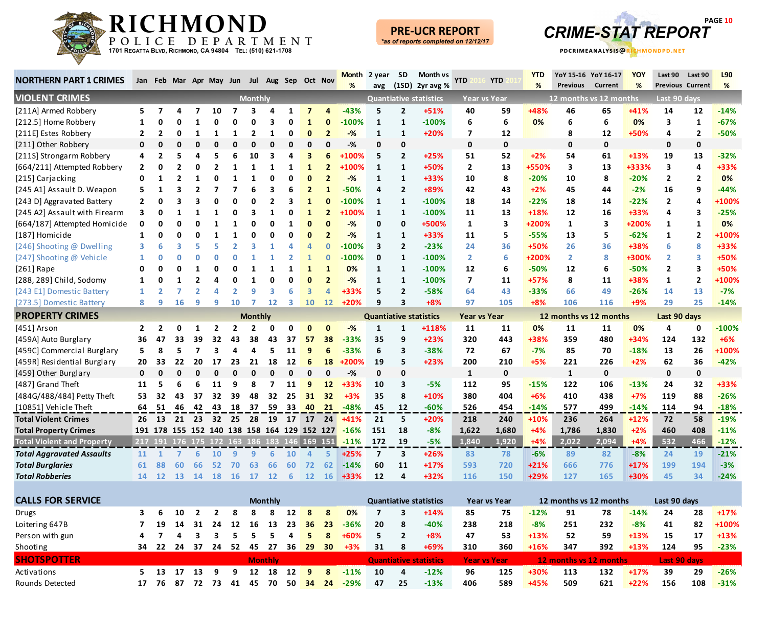# RICHMOND POLICE DEPARTMENT

1701 Regatta Blvd, Richmond, CA 94804 Tel: (510) 621-1708

**PRE-UCR REPORT**
*as of reports completed on 12/12/17

## CRIME-STAT REPORT

PDCRIMEANALYSIS@RICHMONDPD.NET

| NORTHERN PART 1 CRIMES | Jan | Feb | Mar | Apr | May | Jun | Jul | Aug | Sep | Oct | Nov | Month % | 2 year avg | SD (1SD) | Month vs 2yr avg % | YTD 2016 | YTD 2017 | YTD % | YoY 15-16 Previous | YoY 16-17 Current | YOY % | Last 90 Previous | Last 90 Current | L90 % |
|---|---|---|---|---|---|---|---|---|---|---|---|---|---|---|---|---|---|---|---|---|---|---|---|---|
| **VIOLENT CRIMES** | Monthly | | | | | | | | | | | | Quantiative statistics | | | Year vs Year | | | 12 months vs 12 months | | | Last 90 days | | |
| [211A] Armed Robbery | 5 | 7 | 4 | 7 | 10 | 7 | 3 | 4 | 1 | 7 | 4 | -43% | 5 | 2 | +51% | 40 | 59 | +48% | 46 | 65 | +41% | 14 | 12 | -14% |
| [212.5] Home Robbery | 1 | 0 | 0 | 1 | 0 | 0 | 0 | 3 | 0 | 1 | 0 | -100% | 1 | 1 | -100% | 6 | 6 | 0% | 6 | 6 | 0% | 3 | 1 | -67% |
| [211E] Estes Robbery | 2 | 2 | 0 | 1 | 1 | 1 | 2 | 1 | 0 | 0 | 2 | -% | 1 | 1 | +20% | 7 | 12 | | 8 | 12 | +50% | 4 | 2 | -50% |
| [211] Other Robbery | 0 | 0 | 0 | 0 | 0 | 0 | 0 | 0 | 0 | 0 | 0 | -% | 0 | 0 | | 0 | 0 | | 0 | 0 | | 0 | 0 | |
| [211S] Strongarm Robbery | 4 | 2 | 5 | 4 | 5 | 6 | 10 | 3 | 4 | 3 | 6 | +100% | 5 | 2 | +25% | 51 | 52 | +2% | 54 | 61 | +13% | 19 | 13 | -32% |
| [664/211] Attempted Robbery | 2 | 0 | 2 | 0 | 2 | 1 | 1 | 1 | 1 | 1 | 2 | +100% | 1 | 1 | +50% | 2 | 13 | +550% | 3 | 13 | +333% | 3 | 4 | +33% |
| [215] Carjacking | 0 | 1 | 2 | 1 | 0 | 1 | 1 | 0 | 0 | 0 | 2 | -% | 1 | 1 | +33% | 10 | 8 | -20% | 10 | 8 | -20% | 2 | 2 | 0% |
| [245 A1] Assault D. Weapon | 5 | 1 | 3 | 2 | 7 | 7 | 6 | 3 | 6 | 2 | 1 | -50% | 4 | 2 | +89% | 42 | 43 | +2% | 45 | 44 | -2% | 16 | 9 | -44% |
| [243 D] Aggravated Battery | 2 | 0 | 3 | 3 | 0 | 0 | 0 | 2 | 3 | 1 | 0 | -100% | 1 | 1 | -100% | 18 | 14 | -22% | 18 | 14 | -22% | 2 | 4 | +100% |
| [245 A2] Assault with Firearm | 3 | 0 | 1 | 1 | 1 | 0 | 3 | 1 | 0 | 1 | 2 | +100% | 1 | 1 | -100% | 11 | 13 | +18% | 12 | 16 | +33% | 4 | 3 | -25% |
| [664/187] Attempted Homicide | 0 | 0 | 0 | 0 | 1 | 1 | 0 | 0 | 1 | 0 | 0 | -% | 0 | 0 | +500% | 1 | 3 | +200% | 1 | 3 | +200% | 1 | 1 | 0% |
| [187] Homicide | 1 | 0 | 0 | 0 | 1 | 1 | 0 | 0 | 0 | 0 | 2 | -% | 1 | 1 | +33% | 11 | 5 | -55% | 13 | 5 | -62% | 1 | 2 | +100% |
| [246] Shooting @ Dwelling | 3 | 6 | 3 | 5 | 5 | 2 | 3 | 1 | 4 | 4 | 0 | -100% | 3 | 2 | -23% | 24 | 36 | +50% | 26 | 36 | +38% | 6 | 8 | +33% |
| [247] Shooting @ Vehicle | 1 | 0 | 0 | 0 | 0 | 0 | 1 | 1 | 2 | 1 | 0 | -100% | 0 | 1 | -100% | 2 | 6 | +200% | 2 | 8 | +300% | 2 | 3 | +50% |
| [261] Rape | 0 | 0 | 0 | 1 | 0 | 0 | 1 | 1 | 1 | 1 | 1 | 0% | 1 | 1 | -100% | 12 | 6 | -50% | 12 | 6 | -50% | 2 | 3 | +50% |
| [288, 289] Child, Sodomy | 1 | 0 | 1 | 2 | 4 | 0 | 1 | 0 | 0 | 0 | 2 | -% | 1 | 1 | -100% | 7 | 11 | +57% | 8 | 11 | +38% | 1 | 2 | +100% |
| [243 E1] Domestic Battery | 1 | 2 | 7 | 2 | 4 | 2 | 9 | 3 | 6 | 3 | 4 | +33% | 5 | 2 | -58% | 64 | 43 | -33% | 66 | 49 | -26% | 14 | 13 | -7% |
| [273.5] Domestic Battery | 8 | 9 | 16 | 9 | 9 | 10 | 7 | 12 | 3 | 10 | 12 | +20% | 9 | 3 | +8% | 97 | 105 | +8% | 106 | 116 | +9% | 29 | 25 | -14% |
| **PROPERTY CRIMES** | Monthly | | | | | | | | | | | | Quantiative statistics | | | Year vs Year | | | 12 months vs 12 months | | | Last 90 days | | |
| [451] Arson | 2 | 2 | 0 | 1 | 2 | 2 | 2 | 0 | 0 | 0 | 0 | -% | 1 | 1 | +118% | 11 | 11 | 0% | 11 | 11 | 0% | 4 | 0 | -100% |
| [459A] Auto Burglary | 36 | 47 | 33 | 39 | 32 | 43 | 38 | 43 | 37 | 57 | 38 | -33% | 35 | 9 | +23% | 320 | 443 | +38% | 359 | 480 | +34% | 124 | 132 | +6% |
| [459C] Commercial Burglary | 5 | 8 | 5 | 7 | 3 | 4 | 4 | 5 | 11 | 9 | 6 | -33% | 6 | 3 | -38% | 72 | 67 | -7% | 85 | 70 | -18% | 13 | 26 | +100% |
| [459R] Residential Burglary | 20 | 33 | 22 | 20 | 17 | 23 | 21 | 18 | 12 | 6 | 18 | +200% | 19 | 5 | +23% | 200 | 210 | +5% | 221 | 226 | +2% | 62 | 36 | -42% |
| [459] Other Burglary | 0 | 0 | 0 | 0 | 0 | 0 | 0 | 0 | 0 | 0 | 0 | -% | 0 | 0 | | 1 | 0 | | 1 | 0 | | 0 | 0 | |
| [487] Grand Theft | 11 | 5 | 6 | 6 | 11 | 9 | 8 | 7 | 11 | 9 | 12 | +33% | 10 | 3 | -5% | 112 | 95 | -15% | 122 | 106 | -13% | 24 | 32 | +33% |
| [484G/488/484] Petty Theft | 53 | 32 | 43 | 37 | 32 | 39 | 48 | 32 | 25 | 31 | 32 | +3% | 35 | 8 | +10% | 380 | 404 | +6% | 410 | 438 | +7% | 119 | 88 | -26% |
| [10851] Vehicle Theft | 64 | 51 | 46 | 42 | 43 | 18 | 37 | 59 | 33 | 40 | 21 | -48% | 45 | 12 | -60% | 526 | 454 | -14% | 577 | 499 | -14% | 114 | 94 | -18% |
| **Total Violent Crimes** | 26 | 13 | 21 | 23 | 32 | 25 | 28 | 19 | 17 | 17 | 24 | +41% | 21 | 5 | +20% | 218 | 240 | +10% | 236 | 264 | +12% | 72 | 58 | -19% |
| **Total Property Crimes** | 191 | 178 | 155 | 152 | 140 | 138 | 158 | 164 | 129 | 152 | 127 | -16% | 151 | 18 | -8% | 1,622 | 1,680 | +4% | 1,786 | 1,830 | +2% | 460 | 408 | -11% |
| **Total Violent and Property** | 217 | 191 | 176 | 175 | 172 | 163 | 186 | 183 | 146 | 169 | 151 | -11% | 172 | 19 | -5% | 1,840 | 1,920 | +4% | 2,022 | 2,094 | +4% | 532 | 466 | -12% |
| ***Total Aggravated Assaults*** | 11 | 1 | 7 | 6 | 10 | 9 | 9 | 6 | 10 | 4 | 5 | +25% | 7 | 3 | +26% | 83 | 78 | -6% | 89 | 82 | -8% | 24 | 19 | -21% |
| ***Total Burglaries*** | 61 | 88 | 60 | 66 | 52 | 70 | 63 | 66 | 60 | 72 | 62 | -14% | 60 | 11 | +17% | 593 | 720 | +21% | 666 | 776 | +17% | 199 | 194 | -3% |
| ***Total Robberies*** | 14 | 12 | 13 | 14 | 18 | 16 | 17 | 12 | 6 | 12 | 16 | +33% | 12 | 4 | +32% | 116 | 150 | +29% | 127 | 165 | +30% | 45 | 34 | -24% |
| **CALLS FOR SERVICE** | Monthly | | | | | | | | | | | | Quantiative statistics | | | Year vs Year | | | 12 months vs 12 months | | | Last 90 days | | |
| Drugs | 3 | 6 | 10 | 2 | 2 | 8 | 8 | 8 | 12 | 8 | 8 | 0% | 7 | 3 | +14% | 85 | 75 | -12% | 91 | 78 | -14% | 24 | 28 | +17% |
| Loitering 647B | 7 | 19 | 14 | 31 | 24 | 12 | 16 | 13 | 23 | 36 | 23 | -36% | 20 | 8 | -40% | 238 | 218 | -8% | 251 | 232 | -8% | 41 | 82 | +100% |
| Person with gun | 4 | 7 | 4 | 3 | 3 | 5 | 5 | 5 | 4 | 5 | 8 | +60% | 5 | 2 | +8% | 47 | 53 | +13% | 52 | 59 | +13% | 15 | 17 | +13% |
| Shooting | 34 | 22 | 24 | 37 | 24 | 52 | 45 | 27 | 36 | 29 | 30 | +3% | 31 | 8 | +69% | 310 | 360 | +16% | 347 | 392 | +13% | 124 | 95 | -23% |
| **SHOTSPOTTER** | Monthly | | | | | | | | | | | | Quantiative statistics | | | Year vs Year | | | 12 months vs 12 months | | | Last 90 days | | |
| Activations | 5 | 13 | 17 | 13 | 9 | 9 | 12 | 18 | 12 | 9 | 8 | -11% | 10 | 4 | -12% | 96 | 125 | +30% | 113 | 132 | +17% | 39 | 29 | -26% |
| Rounds Detected | 17 | 76 | 87 | 72 | 73 | 41 | 45 | 70 | 50 | 34 | 24 | -29% | 47 | 25 | -13% | 406 | 589 | +45% | 509 | 621 | +22% | 156 | 108 | -31% |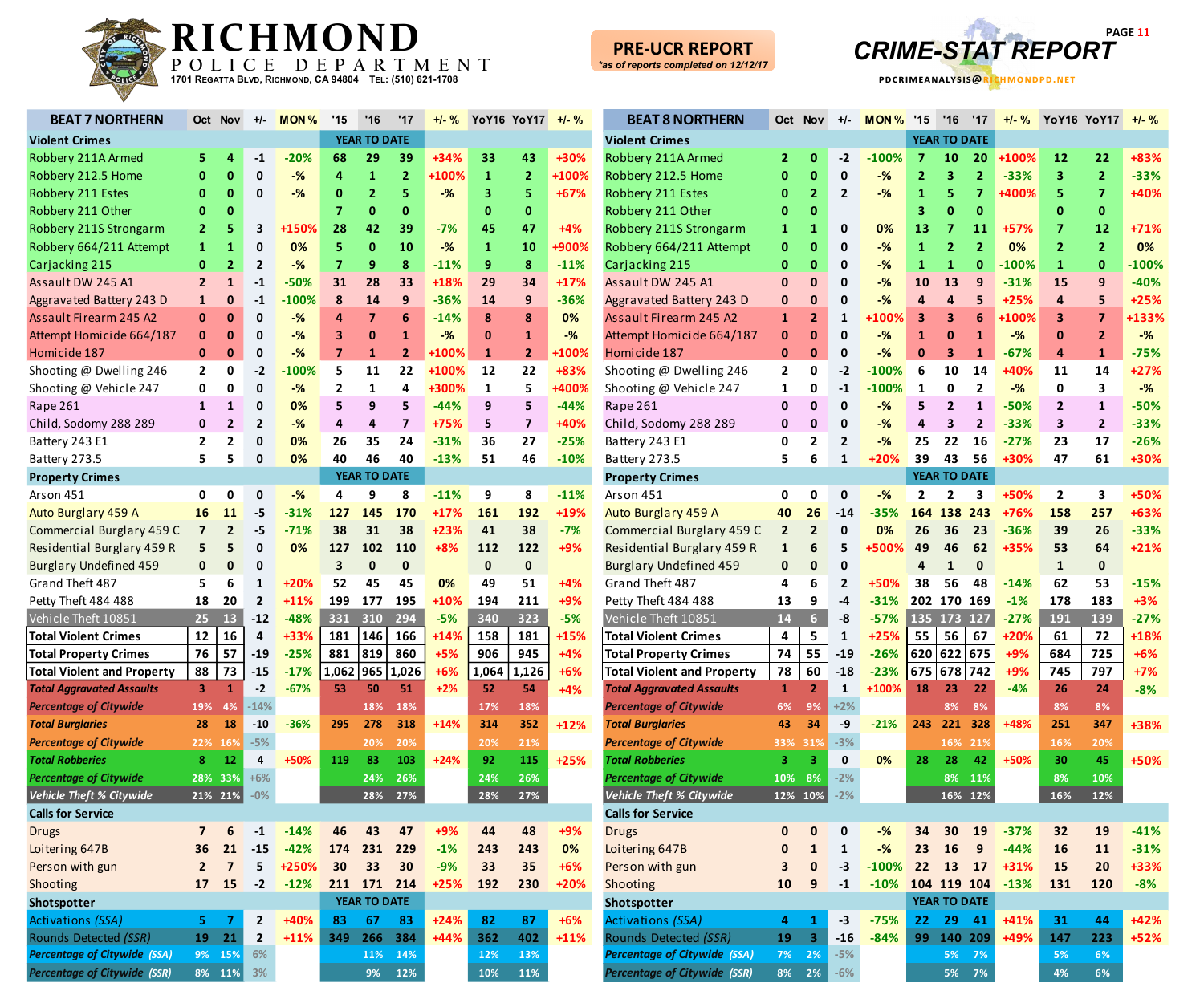# RICHMOND POLICE DEPARTMENT

1701 Regatta Blvd, Richmond, CA 94804 Tel: (510) 621-1708

**PRE-UCR REPORT**
*as of reports completed on 12/12/17

## CRIME-STAT REPORT

PDCRIMEANALYSIS@RICHMONDPD.NET

| BEAT 7 NORTHERN | Oct | Nov | +/- | MON % | '15 | '16 | '17 | +/- % | YoY16 | YoY17 | +/- % |
|---|---|---|---|---|---|---|---|---|---|---|---|
| **Violent Crimes** | | | | | YEAR TO DATE | | | | | | |
| Robbery 211A Armed | 5 | 4 | -1 | -20% | 68 | 29 | 39 | +34% | 33 | 43 | +30% |
| Robbery 212.5 Home | 0 | 0 | 0 | -% | 4 | 1 | 2 | +100% | 1 | 2 | +100% |
| Robbery 211 Estes | 0 | 0 | 0 | -% | 0 | 2 | 5 | -% | 3 | 5 | +67% |
| Robbery 211 Other | 0 | 0 | | | 7 | 0 | 0 | | 0 | 0 | |
| Robbery 211S Strongarm | 2 | 5 | 3 | +150% | 28 | 42 | 39 | -7% | 45 | 47 | +4% |
| Robbery 664/211 Attempt | 1 | 1 | 0 | 0% | 5 | 0 | 10 | -% | 1 | 10 | +900% |
| Carjacking 215 | 0 | 2 | 2 | -% | 7 | 9 | 8 | -11% | 9 | 8 | -11% |
| Assault DW 245 A1 | 2 | 1 | -1 | -50% | 31 | 28 | 33 | +18% | 29 | 34 | +17% |
| Aggravated Battery 243 D | 1 | 0 | -1 | -100% | 8 | 14 | 9 | -36% | 14 | 9 | -36% |
| Assault Firearm 245 A2 | 0 | 0 | 0 | -% | 4 | 7 | 6 | -14% | 8 | 8 | 0% |
| Attempt Homicide 664/187 | 0 | 0 | 0 | -% | 3 | 0 | 1 | -% | 0 | 1 | -% |
| Homicide 187 | 0 | 0 | 0 | -% | 7 | 1 | 2 | +100% | 1 | 2 | +100% |
| Shooting @ Dwelling 246 | 2 | 0 | -2 | -100% | 5 | 11 | 22 | +100% | 12 | 22 | +83% |
| Shooting @ Vehicle 247 | 0 | 0 | 0 | -% | 2 | 1 | 4 | +300% | 1 | 5 | +400% |
| Rape 261 | 1 | 1 | 0 | 0% | 5 | 9 | 5 | -44% | 9 | 5 | -44% |
| Child, Sodomy 288 289 | 0 | 2 | 2 | -% | 4 | 4 | 7 | +75% | 5 | 7 | +40% |
| Battery 243 E1 | 2 | 2 | 0 | 0% | 26 | 35 | 24 | -31% | 36 | 27 | -25% |
| Battery 273.5 | 5 | 5 | 0 | 0% | 40 | 46 | 40 | -13% | 51 | 46 | -10% |
| **Property Crimes** | | | | | YEAR TO DATE | | | | | | |
| Arson 451 | 0 | 0 | 0 | -% | 4 | 9 | 8 | -11% | 9 | 8 | -11% |
| Auto Burglary 459 A | 16 | 11 | -5 | -31% | 127 | 145 | 170 | +17% | 161 | 192 | +19% |
| Commercial Burglary 459 C | 7 | 2 | -5 | -71% | 38 | 31 | 38 | +23% | 41 | 38 | -7% |
| Residential Burglary 459 R | 5 | 5 | 0 | 0% | 127 | 102 | 110 | +8% | 112 | 122 | +9% |
| Burglary Undefined 459 | 0 | 0 | 0 | | 3 | 0 | 0 | | 0 | 0 | |
| Grand Theft 487 | 5 | 6 | 1 | +20% | 52 | 45 | 45 | 0% | 49 | 51 | +4% |
| Petty Theft 484 488 | 18 | 20 | 2 | +11% | 199 | 177 | 195 | +10% | 194 | 211 | +9% |
| Vehicle Theft 10851 | 25 | 13 | -12 | -48% | 331 | 310 | 294 | -5% | 340 | 323 | -5% |
| **Total Violent Crimes** | 12 | 16 | 4 | +33% | 181 | 146 | 166 | +14% | 158 | 181 | +15% |
| **Total Property Crimes** | 76 | 57 | -19 | -25% | 881 | 819 | 860 | +5% | 906 | 945 | +4% |
| **Total Violent and Property** | 88 | 73 | -15 | -17% | 1,062 | 965 | 1,026 | +6% | 1,064 | 1,126 | +6% |
| ***Total Aggravated Assaults*** | 3 | 1 | -2 | -67% | 53 | 50 | 51 | +2% | 52 | 54 | +4% |
| ***Percentage of Citywide*** | 19% | 4% | -14% | | | 18% | 18% | | 17% | 18% | |
| ***Total Burglaries*** | 28 | 18 | -10 | -36% | 295 | 278 | 318 | +14% | 314 | 352 | +12% |
| ***Percentage of Citywide*** | 22% | 16% | -5% | | | 20% | 20% | | 20% | 21% | |
| ***Total Robberies*** | 8 | 12 | 4 | +50% | 119 | 83 | 103 | +24% | 92 | 115 | +25% |
| ***Percentage of Citywide*** | 28% | 33% | +6% | | | 24% | 26% | | 24% | 26% | |
| ***Vehicle Theft % Citywide*** | 21% | 21% | -0% | | | 28% | 27% | | 28% | 27% | |
| **Calls for Service** | | | | | | | | | | | |
| Drugs | 7 | 6 | -1 | -14% | 46 | 43 | 47 | +9% | 44 | 48 | +9% |
| Loitering 647B | 36 | 21 | -15 | -42% | 174 | 231 | 229 | -1% | 243 | 243 | 0% |
| Person with gun | 2 | 7 | 5 | +250% | 30 | 33 | 30 | -9% | 33 | 35 | +6% |
| Shooting | 17 | 15 | -2 | -12% | 211 | 171 | 214 | +25% | 192 | 230 | +20% |
| **Shotspotter** | | | | | YEAR TO DATE | | | | | | |
| Activations *(SSA)* | 5 | 7 | 2 | +40% | 83 | 67 | 83 | +24% | 82 | 87 | +6% |
| Rounds Detected *(SSR)* | 19 | 21 | 2 | +11% | 349 | 266 | 384 | +44% | 362 | 402 | +11% |
| ***Percentage of Citywide (SSA)*** | 9% | 15% | 6% | | | 11% | 14% | | 12% | 13% | |
| ***Percentage of Citywide (SSR)*** | 8% | 11% | 3% | | | 9% | 12% | | 10% | 11% | |

| BEAT 8 NORTHERN | Oct | Nov | +/- | MON % | '15 | '16 | '17 | +/- % | YoY16 | YoY17 | +/- % |
|---|---|---|---|---|---|---|---|---|---|---|---|
| **Violent Crimes** | | | | | YEAR TO DATE | | | | | | |
| Robbery 211A Armed | 2 | 0 | -2 | -100% | 7 | 10 | 20 | +100% | 12 | 22 | +83% |
| Robbery 212.5 Home | 0 | 0 | 0 | -% | 2 | 3 | 2 | -33% | 3 | 2 | -33% |
| Robbery 211 Estes | 0 | 2 | 2 | -% | 1 | 5 | 7 | +400% | 5 | 7 | +40% |
| Robbery 211 Other | 0 | 0 | | | 3 | 0 | 0 | | 0 | 0 | |
| Robbery 211S Strongarm | 1 | 1 | 0 | 0% | 13 | 7 | 11 | +57% | 7 | 12 | +71% |
| Robbery 664/211 Attempt | 0 | 0 | 0 | -% | 1 | 2 | 2 | 0% | 2 | 2 | 0% |
| Carjacking 215 | 0 | 0 | 0 | -% | 1 | 1 | 0 | -100% | 1 | 0 | -100% |
| Assault DW 245 A1 | 0 | 0 | 0 | -% | 10 | 13 | 9 | -31% | 15 | 9 | -40% |
| Aggravated Battery 243 D | 0 | 0 | 0 | -% | 4 | 4 | 5 | +25% | 4 | 5 | +25% |
| Assault Firearm 245 A2 | 1 | 2 | 1 | +100% | 3 | 3 | 6 | +100% | 3 | 7 | +133% |
| Attempt Homicide 664/187 | 0 | 0 | 0 | -% | 1 | 0 | 1 | -% | 0 | 2 | -% |
| Homicide 187 | 0 | 0 | 0 | -% | 0 | 3 | 1 | -67% | 4 | 1 | -75% |
| Shooting @ Dwelling 246 | 2 | 0 | -2 | -100% | 6 | 10 | 14 | +40% | 11 | 14 | +27% |
| Shooting @ Vehicle 247 | 1 | 0 | -1 | -100% | 1 | 0 | 2 | -% | 0 | 3 | -% |
| Rape 261 | 0 | 0 | 0 | -% | 5 | 2 | 1 | -50% | 2 | 1 | -50% |
| Child, Sodomy 288 289 | 0 | 0 | 0 | -% | 4 | 3 | 2 | -33% | 3 | 2 | -33% |
| Battery 243 E1 | 0 | 2 | 2 | -% | 25 | 22 | 16 | -27% | 23 | 17 | -26% |
| Battery 273.5 | 5 | 6 | 1 | +20% | 39 | 43 | 56 | +30% | 47 | 61 | +30% |
| **Property Crimes** | | | | | YEAR TO DATE | | | | | | |
| Arson 451 | 0 | 0 | 0 | -% | 2 | 2 | 3 | +50% | 2 | 3 | +50% |
| Auto Burglary 459 A | 40 | 26 | -14 | -35% | 164 | 138 | 243 | +76% | 158 | 257 | +63% |
| Commercial Burglary 459 C | 2 | 2 | 0 | 0% | 26 | 36 | 23 | -36% | 39 | 26 | -33% |
| Residential Burglary 459 R | 1 | 6 | 5 | +500% | 49 | 46 | 62 | +35% | 53 | 64 | +21% |
| Burglary Undefined 459 | 0 | 0 | 0 | | 4 | 1 | 0 | | 1 | 0 | |
| Grand Theft 487 | 4 | 6 | 2 | +50% | 38 | 56 | 48 | -14% | 62 | 53 | -15% |
| Petty Theft 484 488 | 13 | 9 | -4 | -31% | 202 | 170 | 169 | -1% | 178 | 183 | +3% |
| Vehicle Theft 10851 | 14 | 6 | -8 | -57% | 135 | 173 | 127 | -27% | 191 | 139 | -27% |
| **Total Violent Crimes** | 4 | 5 | 1 | +25% | 55 | 56 | 67 | +20% | 61 | 72 | +18% |
| **Total Property Crimes** | 74 | 55 | -19 | -26% | 620 | 622 | 675 | +9% | 684 | 725 | +6% |
| **Total Violent and Property** | 78 | 60 | -18 | -23% | 675 | 678 | 742 | +9% | 745 | 797 | +7% |
| ***Total Aggravated Assaults*** | 1 | 2 | 1 | +100% | 18 | 23 | 22 | -4% | 26 | 24 | -8% |
| ***Percentage of Citywide*** | 6% | 9% | +2% | | | 8% | 8% | | 8% | 8% | |
| ***Total Burglaries*** | 43 | 34 | -9 | -21% | 243 | 221 | 328 | +48% | 251 | 347 | +38% |
| ***Percentage of Citywide*** | 33% | 31% | -3% | | | 16% | 21% | | 16% | 20% | |
| ***Total Robberies*** | 3 | 3 | 0 | 0% | 28 | 28 | 42 | +50% | 30 | 45 | +50% |
| ***Percentage of Citywide*** | 10% | 8% | -2% | | | 8% | 11% | | 8% | 10% | |
| ***Vehicle Theft % Citywide*** | 12% | 10% | -2% | | | 16% | 12% | | 16% | 12% | |
| **Calls for Service** | | | | | | | | | | | |
| Drugs | 0 | 0 | 0 | -% | 34 | 30 | 19 | -37% | 32 | 19 | -41% |
| Loitering 647B | 0 | 1 | 1 | -% | 23 | 16 | 9 | -44% | 16 | 11 | -31% |
| Person with gun | 3 | 0 | -3 | -100% | 22 | 13 | 17 | +31% | 15 | 20 | +33% |
| Shooting | 10 | 9 | -1 | -10% | 104 | 119 | 104 | -13% | 131 | 120 | -8% |
| **Shotspotter** | | | | | YEAR TO DATE | | | | | | |
| Activations *(SSA)* | 4 | 1 | -3 | -75% | 22 | 29 | 41 | +41% | 31 | 44 | +42% |
| Rounds Detected *(SSR)* | 19 | 3 | -16 | -84% | 99 | 140 | 209 | +49% | 147 | 223 | +52% |
| ***Percentage of Citywide (SSA)*** | 7% | 2% | -5% | | | 5% | 7% | | 5% | 6% | |
| ***Percentage of Citywide (SSR)*** | 8% | 2% | -6% | | | 5% | 7% | | 4% | 6% | |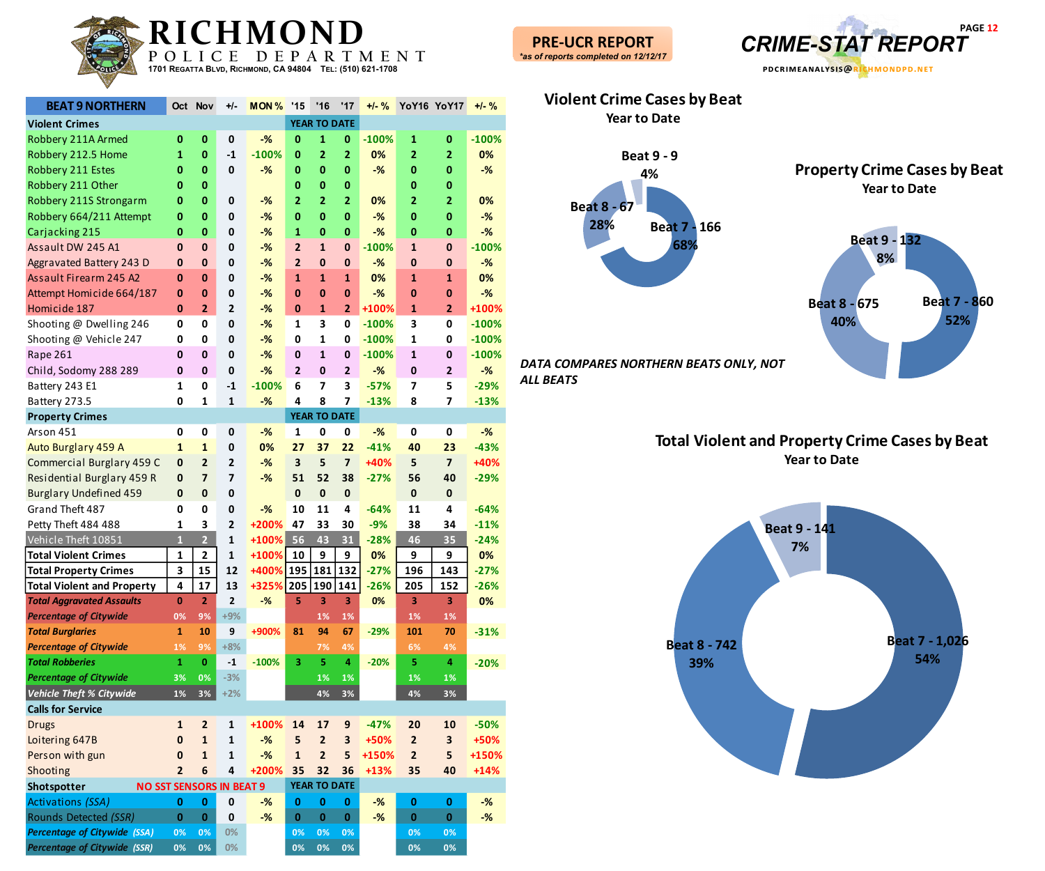# RICHMOND POLICE DEPARTMENT

1701 Regatta Blvd, Richmond, CA 94804 Tel: (510) 621-1708

**PRE-UCR REPORT**
*as of reports completed on 12/12/17*

## CRIME-STAT REPORT

PDCRIMEANALYSIS@RICHMONDPD.NET

| BEAT 9 NORTHERN | Oct | Nov | +/- | MON % | '15 | '16 | '17 | +/- % | YoY16 | YoY17 | +/- % |
|---|---|---|---|---|---|---|---|---|---|---|---|
| **Violent Crimes** | | | | | YEAR TO DATE | | | | | | |
| Robbery 211A Armed | 0 | 0 | 0 | -% | 0 | 1 | 0 | -100% | 1 | 0 | -100% |
| Robbery 212.5 Home | 1 | 0 | -1 | -100% | 0 | 2 | 2 | 0% | 2 | 2 | 0% |
| Robbery 211 Estes | 0 | 0 | 0 | -% | 0 | 0 | 0 | -% | 0 | 0 | -% |
| Robbery 211 Other | 0 | 0 | | | 0 | 0 | 0 | | 0 | 0 | |
| Robbery 211S Strongarm | 0 | 0 | 0 | -% | 2 | 2 | 2 | 0% | 2 | 2 | 0% |
| Robbery 664/211 Attempt | 0 | 0 | 0 | -% | 0 | 0 | 0 | -% | 0 | 0 | -% |
| Carjacking 215 | 0 | 0 | 0 | -% | 1 | 0 | 0 | -% | 0 | 0 | -% |
| Assault DW 245 A1 | 0 | 0 | 0 | -% | 2 | 1 | 0 | -100% | 1 | 0 | -100% |
| Aggravated Battery 243 D | 0 | 0 | 0 | -% | 2 | 0 | 0 | -% | 0 | 0 | -% |
| Assault Firearm 245 A2 | 0 | 0 | 0 | -% | 1 | 1 | 1 | 0% | 1 | 1 | 0% |
| Attempt Homicide 664/187 | 0 | 0 | 0 | -% | 0 | 0 | 0 | -% | 0 | 0 | -% |
| Homicide 187 | 0 | 2 | 2 | -% | 0 | 1 | 2 | +100% | 1 | 2 | +100% |
| Shooting @ Dwelling 246 | 0 | 0 | 0 | -% | 1 | 3 | 0 | -100% | 3 | 0 | -100% |
| Shooting @ Vehicle 247 | 0 | 0 | 0 | -% | 0 | 1 | 0 | -100% | 1 | 0 | -100% |
| Rape 261 | 0 | 0 | 0 | -% | 0 | 1 | 0 | -100% | 1 | 0 | -100% |
| Child, Sodomy 288 289 | 0 | 0 | 0 | -% | 2 | 0 | 2 | -% | 0 | 2 | -% |
| Battery 243 E1 | 1 | 0 | -1 | -100% | 6 | 7 | 3 | -57% | 7 | 5 | -29% |
| Battery 273.5 | 0 | 1 | 1 | -% | 4 | 8 | 7 | -13% | 8 | 7 | -13% |
| **Property Crimes** | | | | | YEAR TO DATE | | | | | | |
| Arson 451 | 0 | 0 | 0 | -% | 1 | 0 | 0 | -% | 0 | 0 | -% |
| Auto Burglary 459 A | 1 | 1 | 0 | 0% | 27 | 37 | 22 | -41% | 40 | 23 | -43% |
| Commercial Burglary 459 C | 0 | 2 | 2 | -% | 3 | 5 | 7 | +40% | 5 | 7 | +40% |
| Residential Burglary 459 R | 0 | 7 | 7 | -% | 51 | 52 | 38 | -27% | 56 | 40 | -29% |
| Burglary Undefined 459 | 0 | 0 | 0 | | 0 | 0 | 0 | | 0 | 0 | |
| Grand Theft 487 | 0 | 0 | 0 | -% | 10 | 11 | 4 | -64% | 11 | 4 | -64% |
| Petty Theft 484 488 | 1 | 3 | 2 | +200% | 47 | 33 | 30 | -9% | 38 | 34 | -11% |
| Vehicle Theft 10851 | 1 | 2 | 1 | +100% | 56 | 43 | 31 | -28% | 46 | 35 | -24% |
| **Total Violent Crimes** | 1 | 2 | 1 | +100% | 10 | 9 | 9 | 0% | 9 | 9 | 0% |
| **Total Property Crimes** | 3 | 15 | 12 | +400% | 195 | 181 | 132 | -27% | 196 | 143 | -27% |
| **Total Violent and Property** | 4 | 17 | 13 | +325% | 205 | 190 | 141 | -26% | 205 | 152 | -26% |
| ***Total Aggravated Assaults*** | 0 | 2 | 2 | -% | 5 | 3 | 3 | 0% | 3 | 3 | 0% |
| ***Percentage of Citywide*** | 0% | 9% | +9% | | | 1% | 1% | | 1% | 1% | |
| ***Total Burglaries*** | 1 | 10 | 9 | +900% | 81 | 94 | 67 | -29% | 101 | 70 | -31% |
| ***Percentage of Citywide*** | 1% | 9% | +8% | | | 7% | 4% | | 6% | 4% | |
| ***Total Robberies*** | 1 | 0 | -1 | -100% | 3 | 5 | 4 | -20% | 5 | 4 | -20% |
| ***Percentage of Citywide*** | 3% | 0% | -3% | | | 1% | 1% | | 1% | 1% | |
| ***Vehicle Theft % Citywide*** | 1% | 3% | +2% | | | 4% | 3% | | 4% | 3% | |
| **Calls for Service** | | | | | | | | | | | |
| Drugs | 1 | 2 | 1 | +100% | 14 | 17 | 9 | -47% | 20 | 10 | -50% |
| Loitering 647B | 0 | 1 | 1 | -% | 5 | 2 | 3 | +50% | 2 | 3 | +50% |
| Person with gun | 0 | 1 | 1 | -% | 1 | 2 | 5 | +150% | 2 | 5 | +150% |
| Shooting | 2 | 6 | 4 | +200% | 35 | 32 | 36 | +13% | 35 | 40 | +14% |
| **Shotspotter** NO SST SENSORS IN BEAT 9 | | | | | YEAR TO DATE | | | | | | |
| Activations *(SSA)* | 0 | 0 | 0 | -% | 0 | 0 | 0 | -% | 0 | 0 | -% |
| Rounds Detected *(SSR)* | 0 | 0 | 0 | -% | 0 | 0 | 0 | -% | 0 | 0 | -% |
| ***Percentage of Citywide (SSA)*** | 0% | 0% | 0% | | 0% | 0% | 0% | | 0% | 0% | |
| ***Percentage of Citywide (SSR)*** | 0% | 0% | 0% | | 0% | 0% | 0% | | 0% | 0% | |

### Violent Crime Cases by Beat
Year to Date

Beat 9 - 9
4%
Beat 8 - 67
28%
Beat 7 - 166
68%

### Property Crime Cases by Beat
Year to Date

Beat 9 - 132
8%
Beat 8 - 675
40%
Beat 7 - 860
52%

*DATA COMPARES NORTHERN BEATS ONLY, NOT ALL BEATS*

### Total Violent and Property Crime Cases by Beat
Year to Date

Beat 9 - 141
7%
Beat 8 - 742
39%
Beat 7 - 1,026
54%